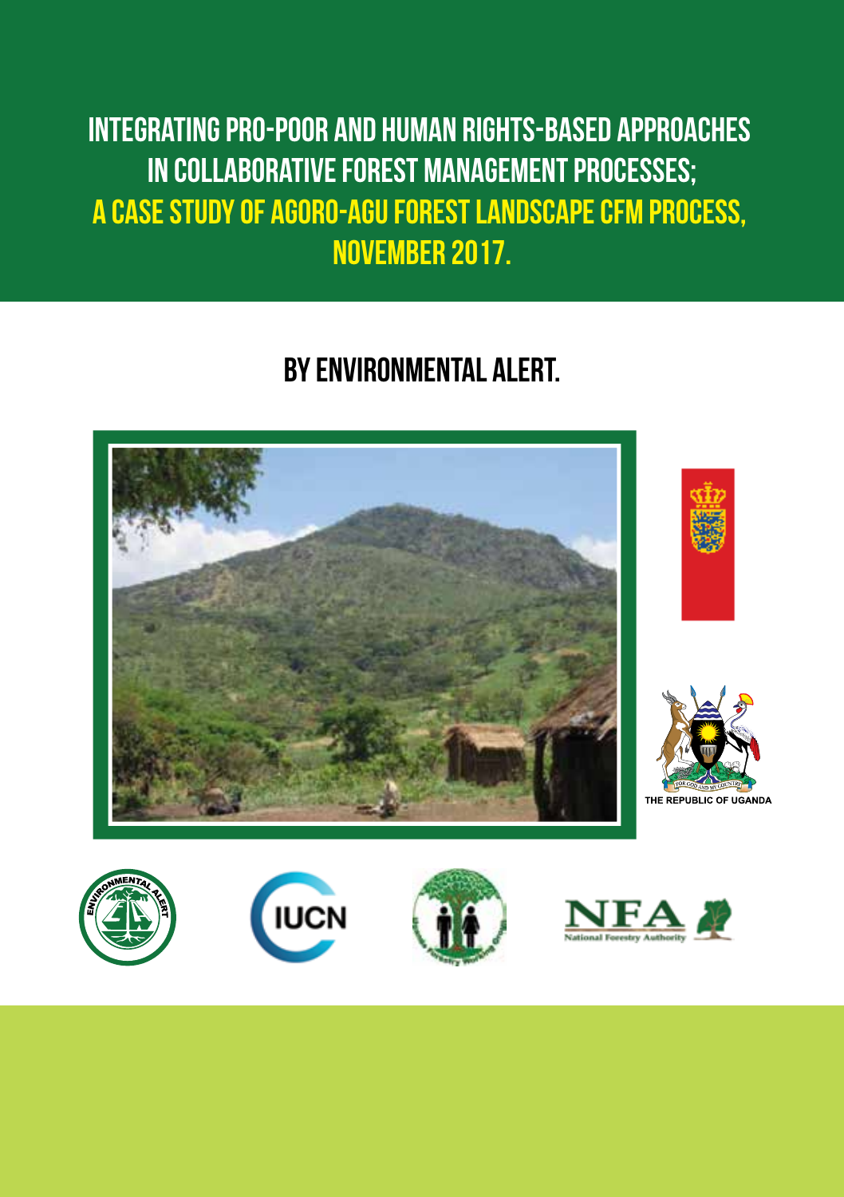# INTEGRATING PRO-POOR AND HUMAN RIGHTS-BASED APPROACHES IN COLLABORATIVE FOREST MANAGEMENT PROCESSES; A CASE STUDY OF AGORO-AGU FOREST LANDSCAPE CFM PROCESS, NOVEMBER 2017.

## BY ENVIRONMENTAL ALERT.

THE REPUBLIC OF UGANDA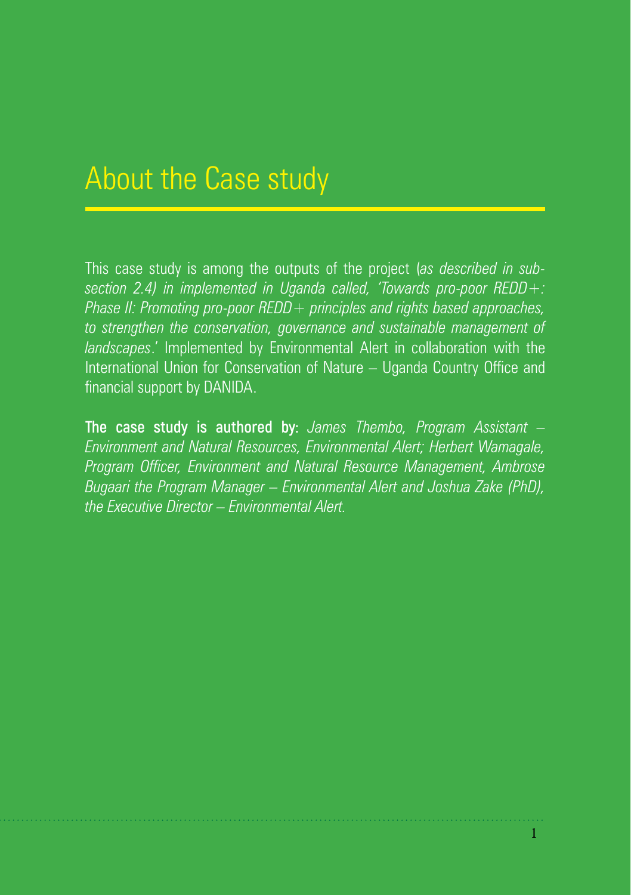# About the Case study

This case study is among the outputs of the project (*as described in sub-section 2.4) in implemented in Uganda called, 'Towards pro-poor REDD+: Phase II: Promoting pro-poor REDD+ principles and rights based approaches, to strengthen the conservation, governance and sustainable management of landscapes*.' Implemented by Environmental Alert in collaboration with the International Union for Conservation of Nature – Uganda Country Office and financial support by DANIDA.

**The case study is authored by:** *James Thembo, Program Assistant – Environment and Natural Resources, Environmental Alert; Herbert Wamagale, Program Officer, Environment and Natural Resource Management, Ambrose Bugaari the Program Manager – Environmental Alert and Joshua Zake (PhD), the Executive Director – Environmental Alert.*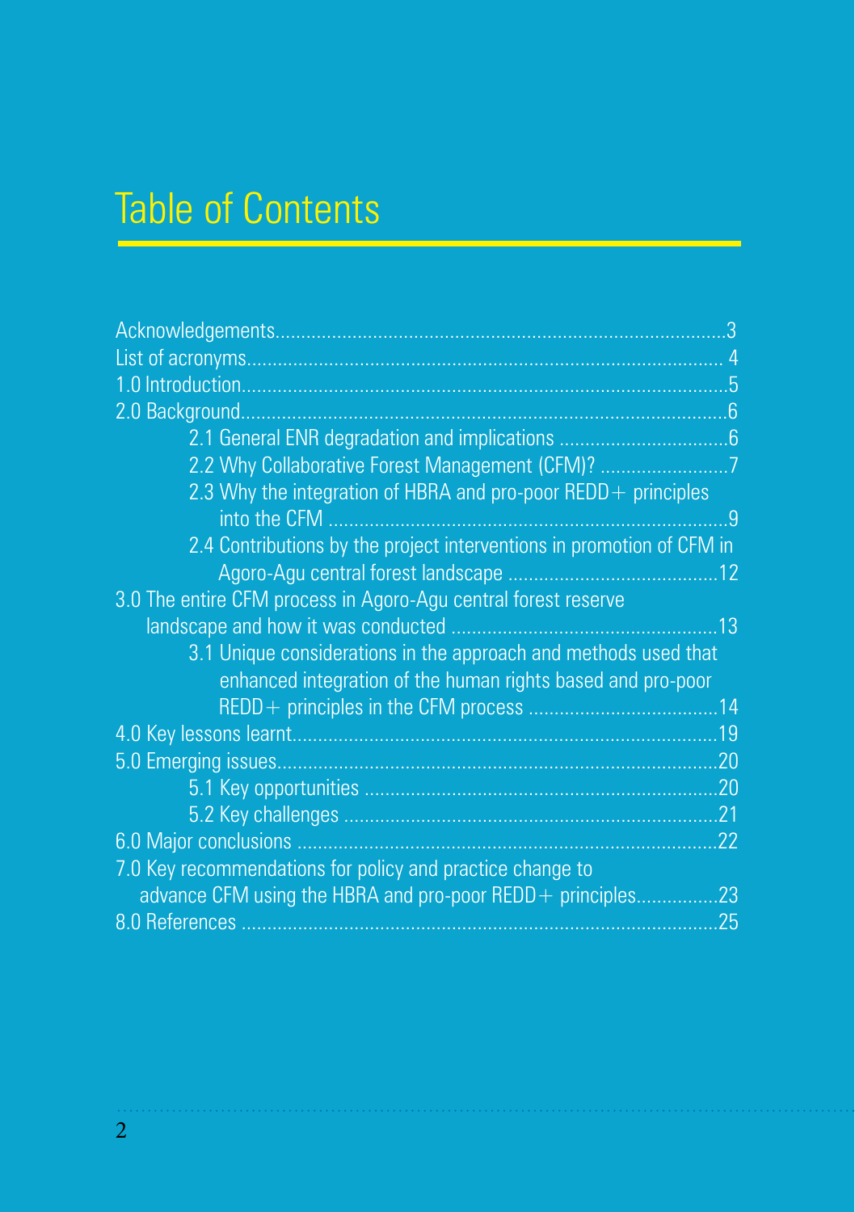# Table of Contents

Acknowledgements....................................................................................3
List of acronyms....................................................................................... 4
1.0 Introduction..........................................................................................5
2.0 Background...........................................................................................6
- 2.1 General ENR degradation and implications ................................6
- 2.2 Why Collaborative Forest Management (CFM)? ........................7
- 2.3 Why the integration of HBRA and pro-poor REDD+ principles into the CFM .............................................................................9
- 2.4 Contributions by the project interventions in promotion of CFM in Agoro-Agu central forest landscape .......................................12

3.0 The entire CFM process in Agoro-Agu central forest reserve landscape and how it was conducted ..................................................13
- 3.1 Unique considerations in the approach and methods used that enhanced integration of the human rights based and pro-poor REDD+ principles in the CFM process ....................................14

4.0 Key lessons learnt................................................................................19
5.0 Emerging issues..................................................................................20
- 5.1 Key opportunities ...................................................................20
- 5.2 Key challenges .......................................................................21

6.0 Major conclusions ..............................................................................22
7.0 Key recommendations for policy and practice change to advance CFM using the HBRA and pro-poor REDD+ principles................23
8.0 References .........................................................................................25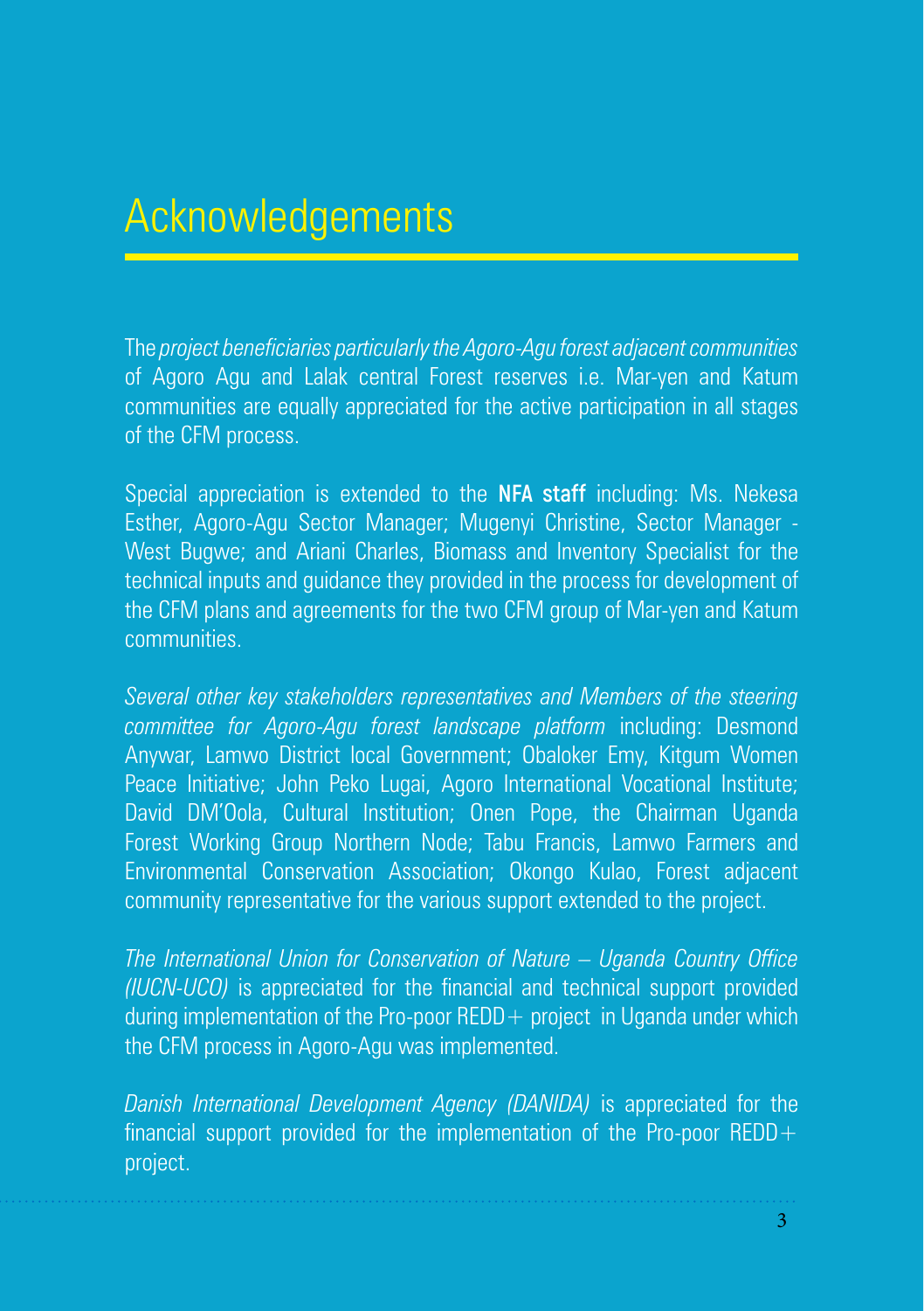# Acknowledgements

The *project beneficiaries particularly the Agoro-Agu forest adjacent communities* of Agoro Agu and Lalak central Forest reserves i.e. Mar-yen and Katum communities are equally appreciated for the active participation in all stages of the CFM process.

Special appreciation is extended to the **NFA staff** including: Ms. Nekesa Esther, Agoro-Agu Sector Manager; Mugenyi Christine, Sector Manager - West Bugwe; and Ariani Charles, Biomass and Inventory Specialist for the technical inputs and guidance they provided in the process for development of the CFM plans and agreements for the two CFM group of Mar-yen and Katum communities.

*Several other key stakeholders representatives and Members of the steering committee for Agoro-Agu forest landscape platform* including: Desmond Anywar, Lamwo District local Government; Obaloker Emy, Kitgum Women Peace Initiative; John Peko Lugai, Agoro International Vocational Institute; David DM'Oola, Cultural Institution; Onen Pope, the Chairman Uganda Forest Working Group Northern Node; Tabu Francis, Lamwo Farmers and Environmental Conservation Association; Okongo Kulao, Forest adjacent community representative for the various support extended to the project.

*The International Union for Conservation of Nature – Uganda Country Office (IUCN-UCO)* is appreciated for the financial and technical support provided during implementation of the Pro-poor REDD+ project in Uganda under which the CFM process in Agoro-Agu was implemented.

*Danish International Development Agency (DANIDA)* is appreciated for the financial support provided for the implementation of the Pro-poor REDD+ project.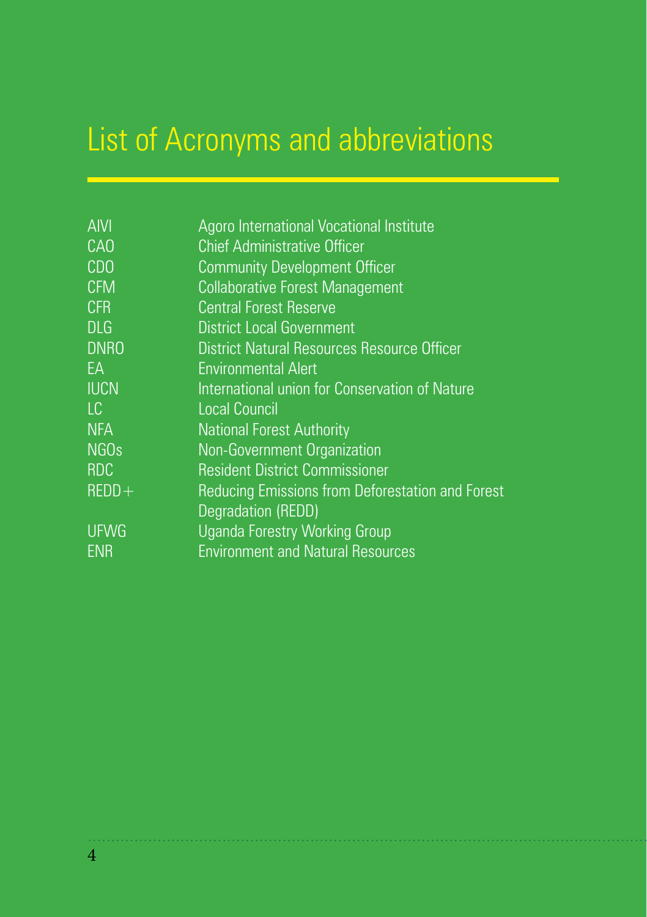# List of Acronyms and abbreviations

| | |
|---|---|
| AIVI | Agoro International Vocational Institute |
| CAO | Chief Administrative Officer |
| CDO | Community Development Officer |
| CFM | Collaborative Forest Management |
| CFR | Central Forest Reserve |
| DLG | District Local Government |
| DNRO | District Natural Resources Resource Officer |
| EA | Environmental Alert |
| IUCN | International union for Conservation of Nature |
| LC | Local Council |
| NFA | National Forest Authority |
| NGOs | Non-Government Organization |
| RDC | Resident District Commissioner |
| REDD+ | Reducing Emissions from Deforestation and Forest Degradation (REDD) |
| UFWG | Uganda Forestry Working Group |
| ENR | Environment and Natural Resources |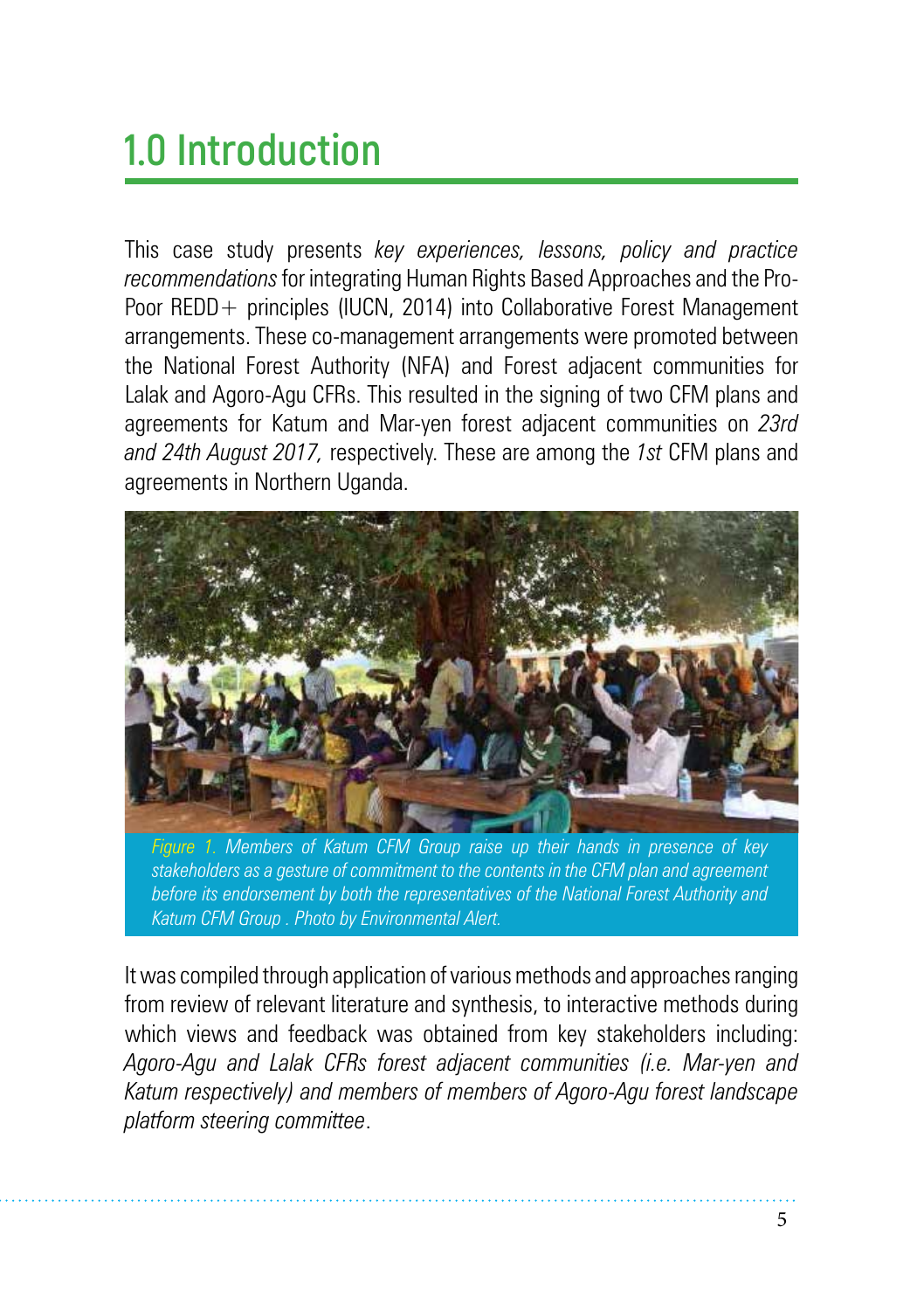# 1.0 Introduction

This case study presents *key experiences, lessons, policy and practice recommendations* for integrating Human Rights Based Approaches and the Pro-Poor REDD+ principles (IUCN, 2014) into Collaborative Forest Management arrangements. These co-management arrangements were promoted between the National Forest Authority (NFA) and Forest adjacent communities for Lalak and Agoro-Agu CFRs. This resulted in the signing of two CFM plans and agreements for Katum and Mar-yen forest adjacent communities on *23rd and 24th August 2017,* respectively. These are among the *1st* CFM plans and agreements in Northern Uganda.

*Figure 1. Members of Katum CFM Group raise up their hands in presence of key stakeholders as a gesture of commitment to the contents in the CFM plan and agreement before its endorsement by both the representatives of the National Forest Authority and Katum CFM Group . Photo by Environmental Alert.*

It was compiled through application of various methods and approaches ranging from review of relevant literature and synthesis, to interactive methods during which views and feedback was obtained from key stakeholders including: *Agoro-Agu and Lalak CFRs forest adjacent communities (i.e. Mar-yen and Katum respectively) and members of members of Agoro-Agu forest landscape platform steering committee*.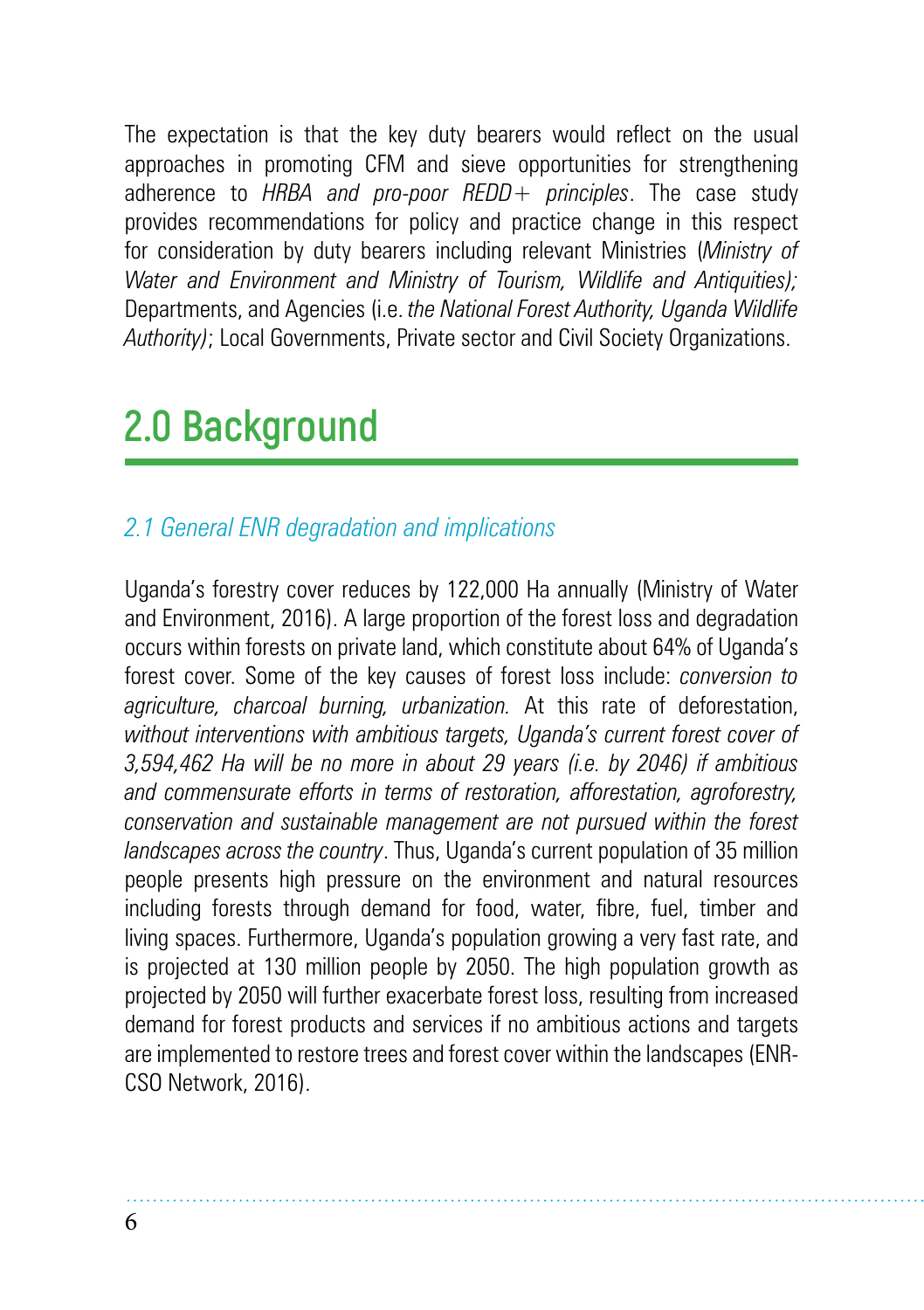The expectation is that the key duty bearers would reflect on the usual approaches in promoting CFM and sieve opportunities for strengthening adherence to *HRBA and pro-poor REDD+ principles*. The case study provides recommendations for policy and practice change in this respect for consideration by duty bearers including relevant Ministries (*Ministry of Water and Environment and Ministry of Tourism, Wildlife and Antiquities);* Departments, and Agencies (i.e. *the National Forest Authority, Uganda Wildlife Authority)*; Local Governments, Private sector and Civil Society Organizations.

# 2.0 Background

### *2.1 General ENR degradation and implications*

Uganda's forestry cover reduces by 122,000 Ha annually (Ministry of Water and Environment, 2016). A large proportion of the forest loss and degradation occurs within forests on private land, which constitute about 64% of Uganda's forest cover. Some of the key causes of forest loss include: *conversion to agriculture, charcoal burning, urbanization.* At this rate of deforestation, *without interventions with ambitious targets, Uganda's current forest cover of 3,594,462 Ha will be no more in about 29 years (i.e. by 2046) if ambitious and commensurate efforts in terms of restoration, afforestation, agroforestry, conservation and sustainable management are not pursued within the forest landscapes across the country*. Thus, Uganda's current population of 35 million people presents high pressure on the environment and natural resources including forests through demand for food, water, fibre, fuel, timber and living spaces. Furthermore, Uganda's population growing a very fast rate, and is projected at 130 million people by 2050. The high population growth as projected by 2050 will further exacerbate forest loss, resulting from increased demand for forest products and services if no ambitious actions and targets are implemented to restore trees and forest cover within the landscapes (ENR-CSO Network, 2016).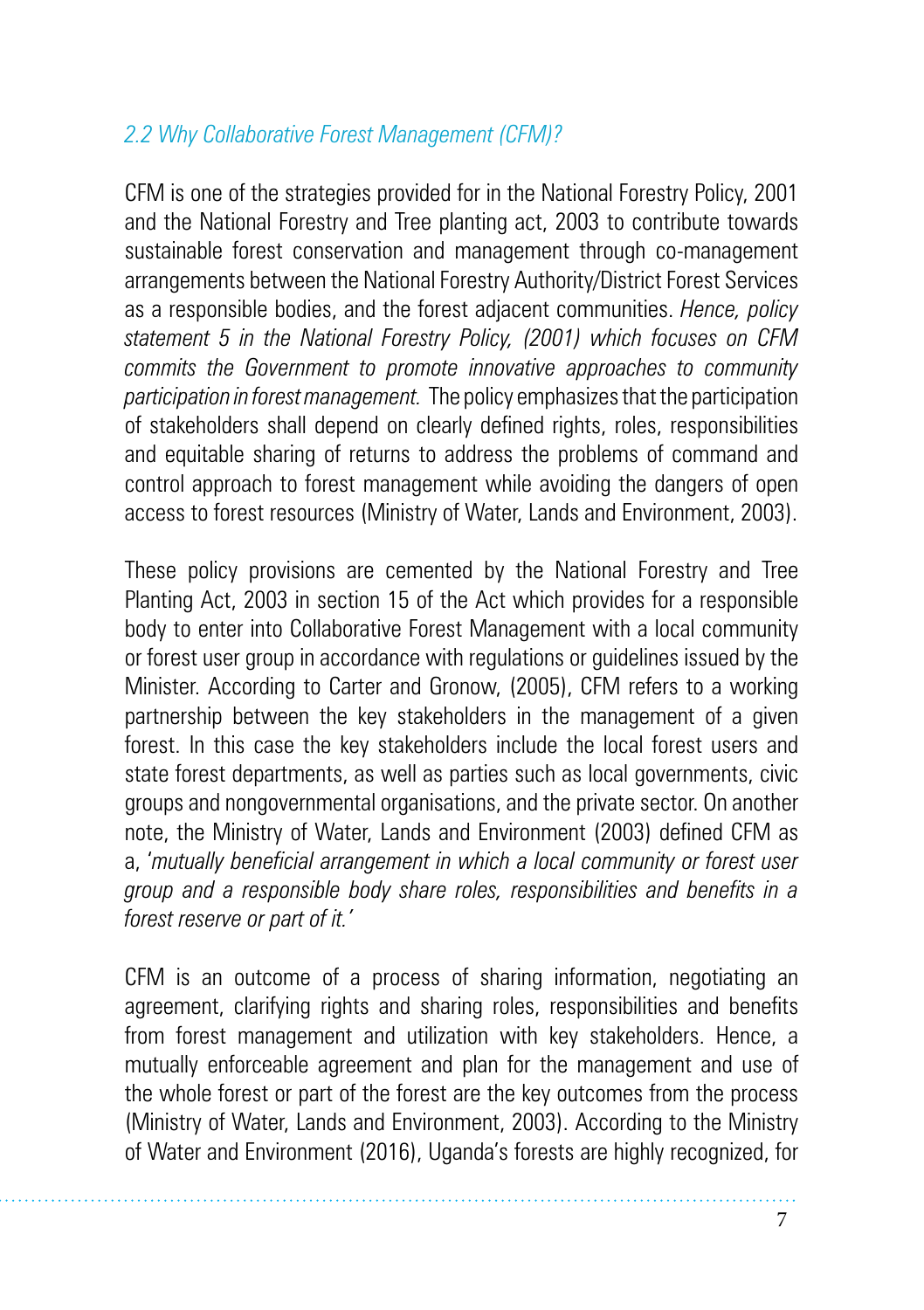### *2.2 Why Collaborative Forest Management (CFM)?*

CFM is one of the strategies provided for in the National Forestry Policy, 2001 and the National Forestry and Tree planting act, 2003 to contribute towards sustainable forest conservation and management through co-management arrangements between the National Forestry Authority/District Forest Services as a responsible bodies, and the forest adjacent communities. *Hence, policy statement 5 in the National Forestry Policy, (2001) which focuses on CFM commits the Government to promote innovative approaches to community participation in forest management.* The policy emphasizes that the participation of stakeholders shall depend on clearly defined rights, roles, responsibilities and equitable sharing of returns to address the problems of command and control approach to forest management while avoiding the dangers of open access to forest resources (Ministry of Water, Lands and Environment, 2003).

These policy provisions are cemented by the National Forestry and Tree Planting Act, 2003 in section 15 of the Act which provides for a responsible body to enter into Collaborative Forest Management with a local community or forest user group in accordance with regulations or guidelines issued by the Minister. According to Carter and Gronow, (2005), CFM refers to a working partnership between the key stakeholders in the management of a given forest. In this case the key stakeholders include the local forest users and state forest departments, as well as parties such as local governments, civic groups and nongovernmental organisations, and the private sector. On another note, the Ministry of Water, Lands and Environment (2003) defined CFM as a, '*mutually beneficial arrangement in which a local community or forest user group and a responsible body share roles, responsibilities and benefits in a forest reserve or part of it.*'

CFM is an outcome of a process of sharing information, negotiating an agreement, clarifying rights and sharing roles, responsibilities and benefits from forest management and utilization with key stakeholders. Hence, a mutually enforceable agreement and plan for the management and use of the whole forest or part of the forest are the key outcomes from the process (Ministry of Water, Lands and Environment, 2003). According to the Ministry of Water and Environment (2016), Uganda's forests are highly recognized, for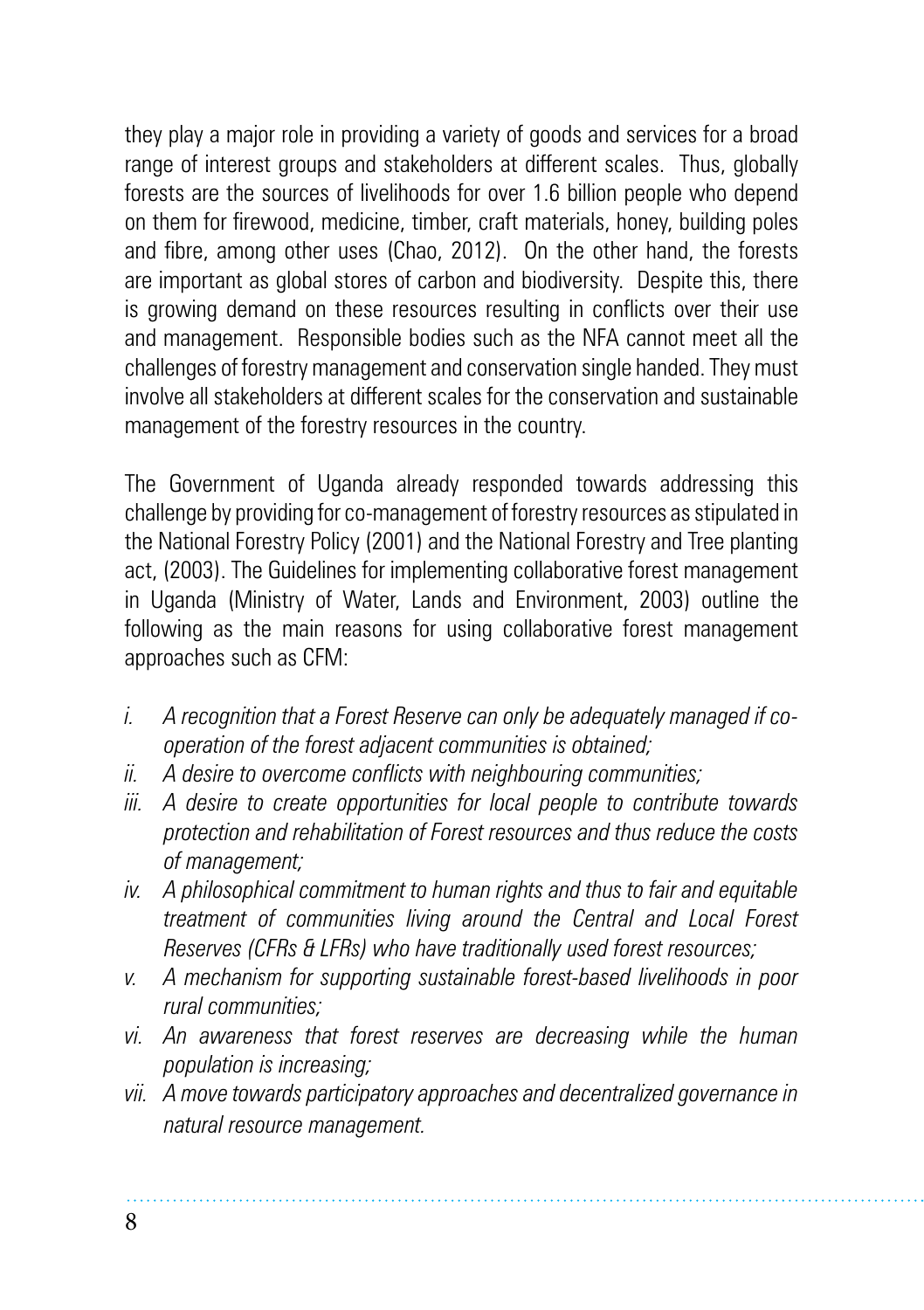they play a major role in providing a variety of goods and services for a broad range of interest groups and stakeholders at different scales. Thus, globally forests are the sources of livelihoods for over 1.6 billion people who depend on them for firewood, medicine, timber, craft materials, honey, building poles and fibre, among other uses (Chao, 2012). On the other hand, the forests are important as global stores of carbon and biodiversity. Despite this, there is growing demand on these resources resulting in conflicts over their use and management. Responsible bodies such as the NFA cannot meet all the challenges of forestry management and conservation single handed. They must involve all stakeholders at different scales for the conservation and sustainable management of the forestry resources in the country.

The Government of Uganda already responded towards addressing this challenge by providing for co-management of forestry resources as stipulated in the National Forestry Policy (2001) and the National Forestry and Tree planting act, (2003). The Guidelines for implementing collaborative forest management in Uganda (Ministry of Water, Lands and Environment, 2003) outline the following as the main reasons for using collaborative forest management approaches such as CFM:

i. *A recognition that a Forest Reserve can only be adequately managed if co-operation of the forest adjacent communities is obtained;*
ii. *A desire to overcome conflicts with neighbouring communities;*
iii. *A desire to create opportunities for local people to contribute towards protection and rehabilitation of Forest resources and thus reduce the costs of management;*
iv. *A philosophical commitment to human rights and thus to fair and equitable treatment of communities living around the Central and Local Forest Reserves (CFRs & LFRs) who have traditionally used forest resources;*
v. *A mechanism for supporting sustainable forest-based livelihoods in poor rural communities;*
vi. *An awareness that forest reserves are decreasing while the human population is increasing;*
vii. *A move towards participatory approaches and decentralized governance in natural resource management.*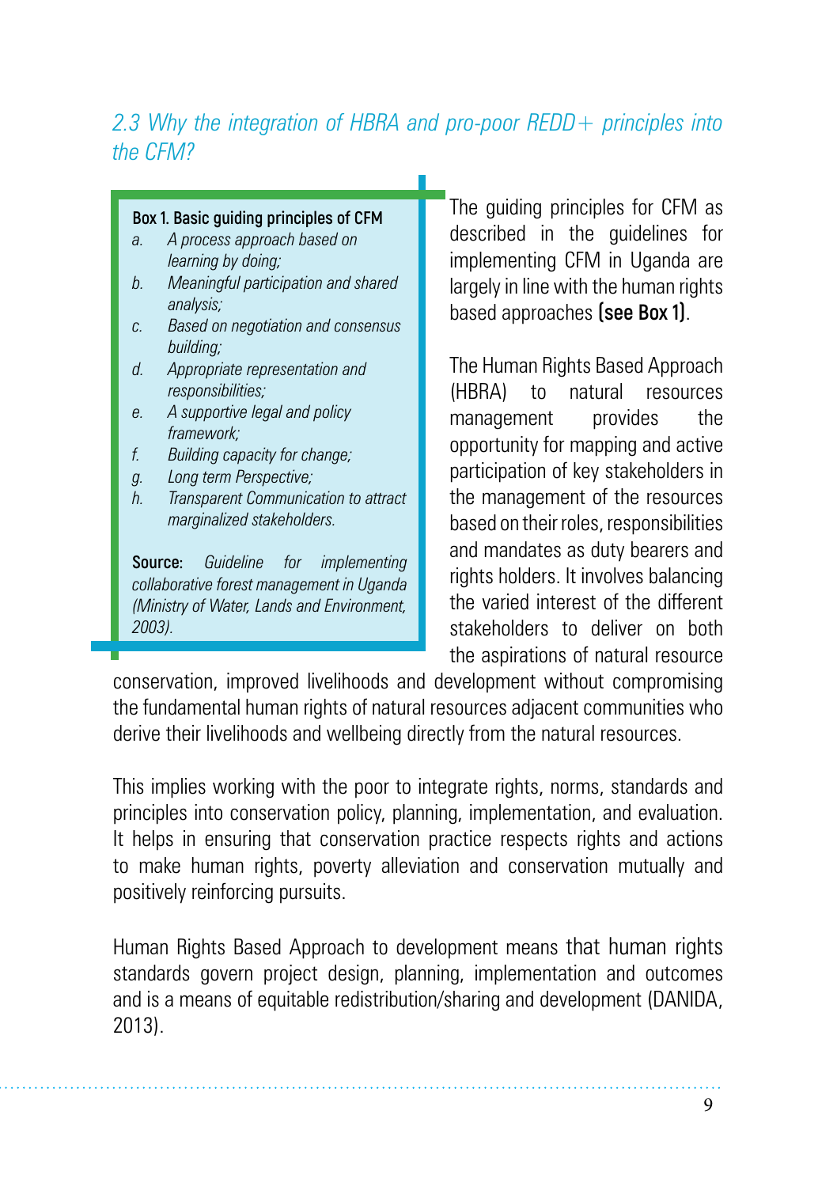## *2.3 Why the integration of HBRA and pro-poor REDD+ principles into the CFM?*

> **Box 1. Basic guiding principles of CFM**
>
> a. *A process approach based on learning by doing;*
> b. *Meaningful participation and shared analysis;*
> c. *Based on negotiation and consensus building;*
> d. *Appropriate representation and responsibilities;*
> e. *A supportive legal and policy framework;*
> f. *Building capacity for change;*
> g. *Long term Perspective;*
> h. *Transparent Communication to attract marginalized stakeholders.*
>
> **Source:** *Guideline for implementing collaborative forest management in Uganda (Ministry of Water, Lands and Environment, 2003).*

The guiding principles for CFM as described in the guidelines for implementing CFM in Uganda are largely in line with the human rights based approaches **(see Box 1)**.

The Human Rights Based Approach (HBRA) to natural resources management provides the opportunity for mapping and active participation of key stakeholders in the management of the resources based on their roles, responsibilities and mandates as duty bearers and rights holders. It involves balancing the varied interest of the different stakeholders to deliver on both the aspirations of natural resource conservation, improved livelihoods and development without compromising the fundamental human rights of natural resources adjacent communities who derive their livelihoods and wellbeing directly from the natural resources.

This implies working with the poor to integrate rights, norms, standards and principles into conservation policy, planning, implementation, and evaluation. It helps in ensuring that conservation practice respects rights and actions to make human rights, poverty alleviation and conservation mutually and positively reinforcing pursuits.

Human Rights Based Approach to development means that human rights standards govern project design, planning, implementation and outcomes and is a means of equitable redistribution/sharing and development (DANIDA, 2013).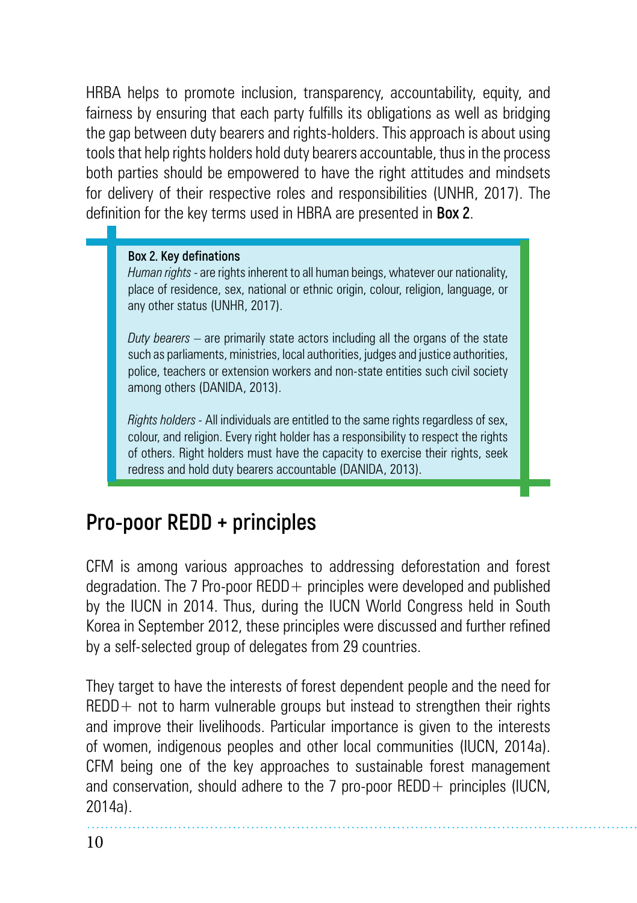HRBA helps to promote inclusion, transparency, accountability, equity, and fairness by ensuring that each party fulfills its obligations as well as bridging the gap between duty bearers and rights-holders. This approach is about using tools that help rights holders hold duty bearers accountable, thus in the process both parties should be empowered to have the right attitudes and mindsets for delivery of their respective roles and responsibilities (UNHR, 2017). The definition for the key terms used in HBRA are presented in **Box 2**.

> **Box 2. Key definations**
>
> *Human rights* - are rights inherent to all human beings, whatever our nationality, place of residence, sex, national or ethnic origin, colour, religion, language, or any other status (UNHR, 2017).
>
> *Duty bearers* – are primarily state actors including all the organs of the state such as parliaments, ministries, local authorities, judges and justice authorities, police, teachers or extension workers and non-state entities such civil society among others (DANIDA, 2013).
>
> *Rights holders* - All individuals are entitled to the same rights regardless of sex, colour, and religion. Every right holder has a responsibility to respect the rights of others. Right holders must have the capacity to exercise their rights, seek redress and hold duty bearers accountable (DANIDA, 2013).

## Pro-poor REDD + principles

CFM is among various approaches to addressing deforestation and forest degradation. The 7 Pro-poor REDD+ principles were developed and published by the IUCN in 2014. Thus, during the IUCN World Congress held in South Korea in September 2012, these principles were discussed and further refined by a self-selected group of delegates from 29 countries.

They target to have the interests of forest dependent people and the need for REDD+ not to harm vulnerable groups but instead to strengthen their rights and improve their livelihoods. Particular importance is given to the interests of women, indigenous peoples and other local communities (IUCN, 2014a). CFM being one of the key approaches to sustainable forest management and conservation, should adhere to the 7 pro-poor REDD+ principles (IUCN, 2014a).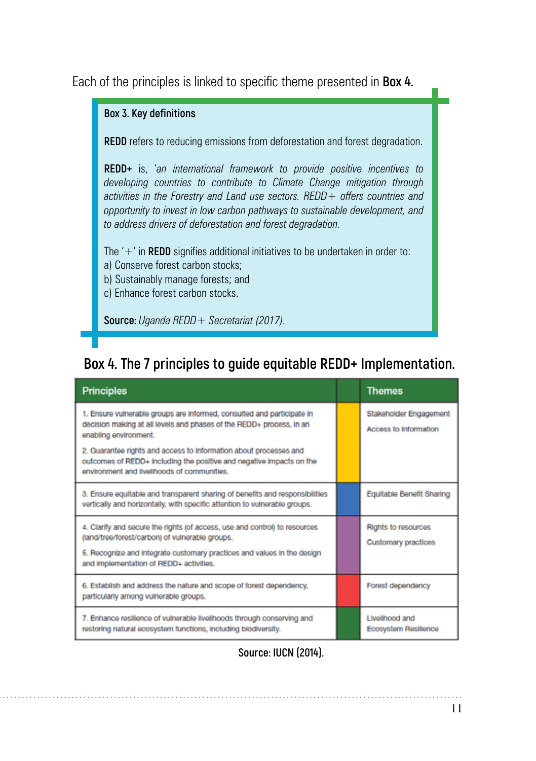Each of the principles is linked to specific theme presented in **Box 4.**

**Box 3. Key definitions**

**REDD** refers to reducing emissions from deforestation and forest degradation.

**REDD+** is, *'an international framework to provide positive incentives to developing countries to contribute to Climate Change mitigation through activities in the Forestry and Land use sectors. REDD+ offers countries and opportunity to invest in low carbon pathways to sustainable development, and to address drivers of deforestation and forest degradation.*

The '+' in **REDD** signifies additional initiatives to be undertaken in order to:
a) Conserve forest carbon stocks;
b) Sustainably manage forests; and
c) Enhance forest carbon stocks.

**Source:** *Uganda REDD+ Secretariat (2017).*

## Box 4. The 7 principles to guide equitable REDD+ Implementation.

| Principles | Themes |
|---|---|
| 1. Ensure vulnerable groups are informed, consulted and participate in decision making at all levels and phases of the REDD+ process, in an enabling environment.<br>2. Guarantee rights and access to information about processes and outcomes of REDD+ including the positive and negative impacts on the environment and livelihoods of communities. | Stakeholder Engagement<br>Access to Information |
| 3. Ensure equitable and transparent sharing of benefits and responsibilities vertically and horizontally, with specific attention to vulnerable groups. | Equitable Benefit Sharing |
| 4. Clarify and secure the rights (of access, use and control) to resources (land/tree/forest/carbon) of vulnerable groups.<br>5. Recognize and integrate customary practices and values in the design and implementation of REDD+ activities. | Rights to resources<br>Customary practices |
| 6. Establish and address the nature and scope of forest dependency, particularly among vulnerable groups. | Forest dependency |
| 7. Enhance resilience of vulnerable livelihoods through conserving and restoring natural ecosystem functions, including biodiversity. | Livelihood and Ecosystem Resilience |

Source: IUCN (2014).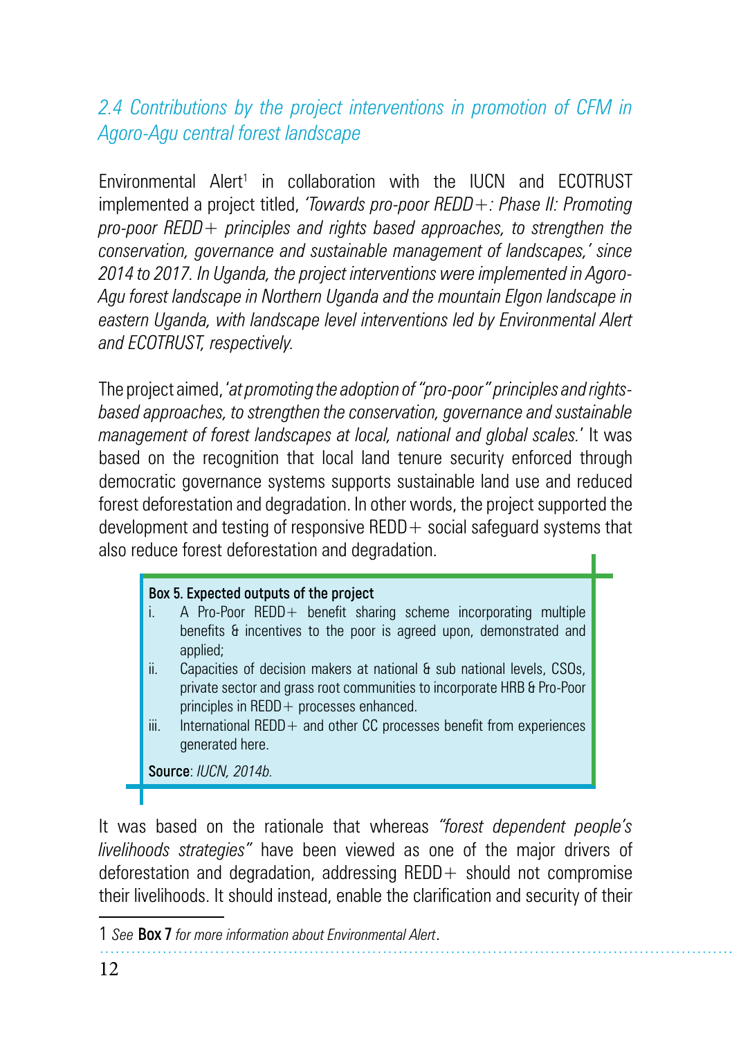## 2.4 Contributions by the project interventions in promotion of CFM in Agoro-Agu central forest landscape

Environmental Alert[1] in collaboration with the IUCN and ECOTRUST implemented a project titled, *'Towards pro-poor REDD+: Phase II: Promoting pro-poor REDD+ principles and rights based approaches, to strengthen the conservation, governance and sustainable management of landscapes,' since 2014 to 2017. In Uganda, the project interventions were implemented in Agoro-Agu forest landscape in Northern Uganda and the mountain Elgon landscape in eastern Uganda, with landscape level interventions led by Environmental Alert and ECOTRUST, respectively.*

The project aimed, '*at promoting the adoption of "pro-poor" principles and rights-based approaches, to strengthen the conservation, governance and sustainable management of forest landscapes at local, national and global scales.*' It was based on the recognition that local land tenure security enforced through democratic governance systems supports sustainable land use and reduced forest deforestation and degradation. In other words, the project supported the development and testing of responsive REDD+ social safeguard systems that also reduce forest deforestation and degradation.

**Box 5. Expected outputs of the project**

i. A Pro-Poor REDD+ benefit sharing scheme incorporating multiple benefits & incentives to the poor is agreed upon, demonstrated and applied;
ii. Capacities of decision makers at national & sub national levels, CSOs, private sector and grass root communities to incorporate HRB & Pro-Poor principles in REDD+ processes enhanced.
iii. International REDD+ and other CC processes benefit from experiences generated here.

**Source**: *IUCN, 2014b.*

It was based on the rationale that whereas *"forest dependent people's livelihoods strategies"* have been viewed as one of the major drivers of deforestation and degradation, addressing REDD+ should not compromise their livelihoods. It should instead, enable the clarification and security of their

---

1 *See* **Box 7** *for more information about Environmental Alert*.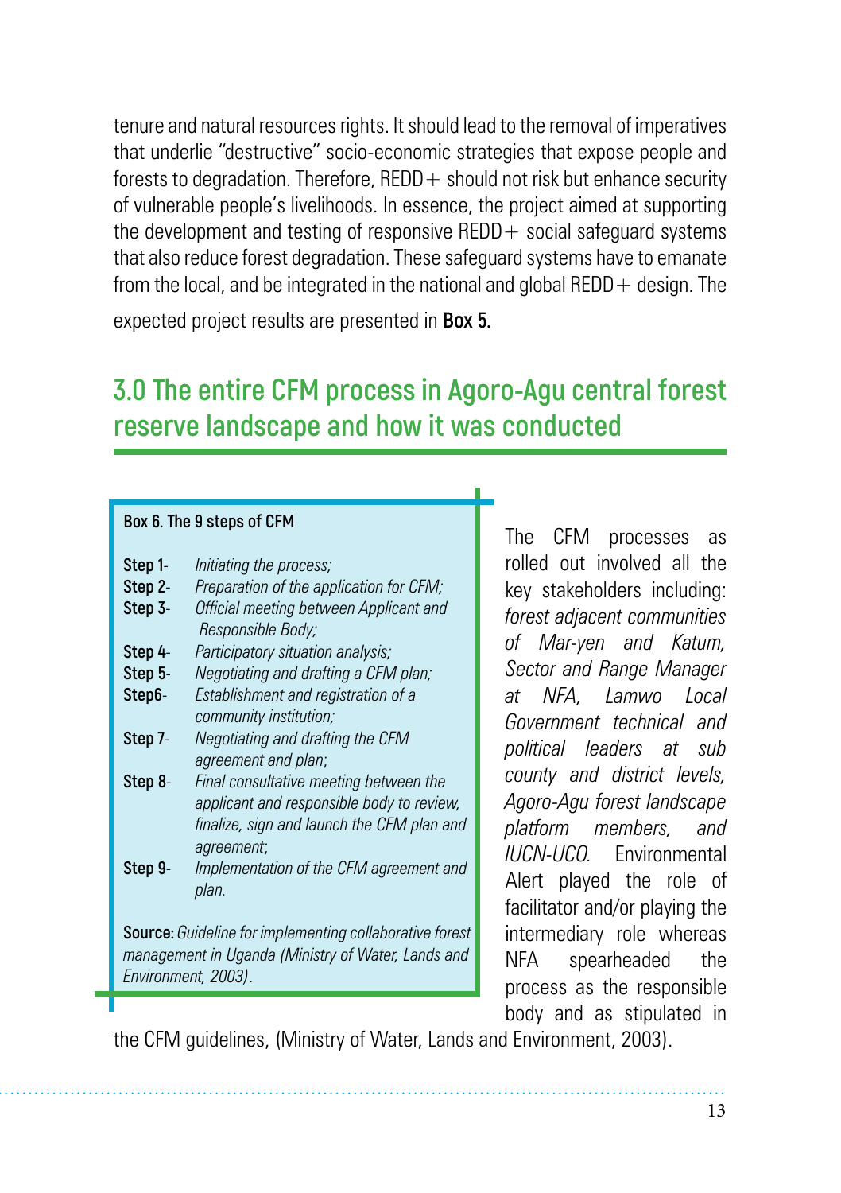tenure and natural resources rights. It should lead to the removal of imperatives that underlie "destructive" socio-economic strategies that expose people and forests to degradation. Therefore, REDD+ should not risk but enhance security of vulnerable people's livelihoods. In essence, the project aimed at supporting the development and testing of responsive REDD+ social safeguard systems that also reduce forest degradation. These safeguard systems have to emanate from the local, and be integrated in the national and global REDD+ design. The expected project results are presented in **Box 5.**

## 3.0 The entire CFM process in Agoro-Agu central forest reserve landscape and how it was conducted

> **Box 6. The 9 steps of CFM**
>
> **Step 1**- *Initiating the process;*
> **Step 2**- *Preparation of the application for CFM;*
> **Step 3**- *Official meeting between Applicant and Responsible Body;*
> **Step 4**- *Participatory situation analysis;*
> **Step 5**- *Negotiating and drafting a CFM plan;*
> **Step6**- *Establishment and registration of a community institution;*
> **Step 7**- *Negotiating and drafting the CFM agreement and plan*;
> **Step 8**- *Final consultative meeting between the applicant and responsible body to review, finalize, sign and launch the CFM plan and agreement*;
> **Step 9**- *Implementation of the CFM agreement and plan.*
>
> **Source:** *Guideline for implementing collaborative forest management in Uganda (Ministry of Water, Lands and Environment, 2003)*.

The CFM processes as rolled out involved all the key stakeholders including: *forest adjacent communities of Mar-yen and Katum, Sector and Range Manager at NFA, Lamwo Local Government technical and political leaders at sub county and district levels, Agoro-Agu forest landscape platform members, and IUCN-UCO.* Environmental Alert played the role of facilitator and/or playing the intermediary role whereas NFA spearheaded the process as the responsible body and as stipulated in the CFM guidelines, (Ministry of Water, Lands and Environment, 2003).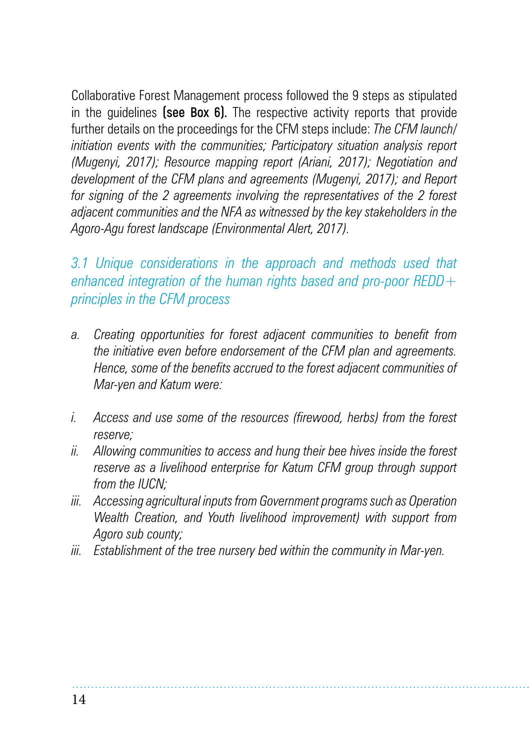Collaborative Forest Management process followed the 9 steps as stipulated in the guidelines **(see Box 6).** The respective activity reports that provide further details on the proceedings for the CFM steps include: *The CFM launch/ initiation events with the communities; Participatory situation analysis report (Mugenyi, 2017); Resource mapping report (Ariani, 2017); Negotiation and development of the CFM plans and agreements (Mugenyi, 2017); and Report for signing of the 2 agreements involving the representatives of the 2 forest adjacent communities and the NFA as witnessed by the key stakeholders in the Agoro-Agu forest landscape (Environmental Alert, 2017).*

### *3.1 Unique considerations in the approach and methods used that enhanced integration of the human rights based and pro-poor REDD+ principles in the CFM process*

*a. Creating opportunities for forest adjacent communities to benefit from the initiative even before endorsement of the CFM plan and agreements. Hence, some of the benefits accrued to the forest adjacent communities of Mar-yen and Katum were:*

*i. Access and use some of the resources (firewood, herbs) from the forest reserve;*

*ii. Allowing communities to access and hung their bee hives inside the forest reserve as a livelihood enterprise for Katum CFM group through support from the IUCN;*

*iii. Accessing agricultural inputs from Government programs such as Operation Wealth Creation, and Youth livelihood improvement) with support from Agoro sub county;*

*iii. Establishment of the tree nursery bed within the community in Mar-yen.*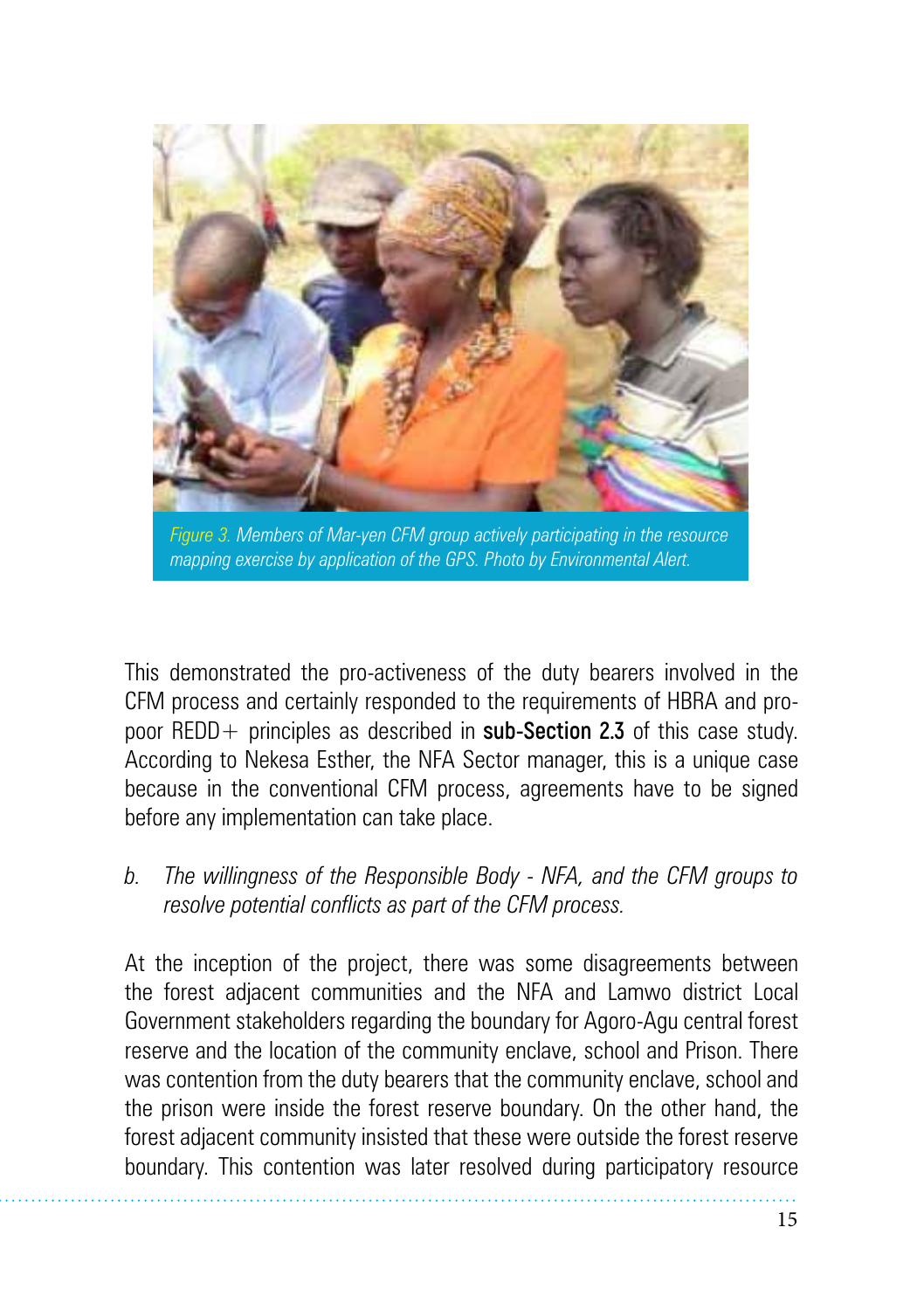*Figure 3. Members of Mar-yen CFM group actively participating in the resource mapping exercise by application of the GPS. Photo by Environmental Alert.*

This demonstrated the pro-activeness of the duty bearers involved in the CFM process and certainly responded to the requirements of HBRA and pro-poor REDD+ principles as described in **sub-Section 2.3** of this case study. According to Nekesa Esther, the NFA Sector manager, this is a unique case because in the conventional CFM process, agreements have to be signed before any implementation can take place.

b. *The willingness of the Responsible Body - NFA, and the CFM groups to resolve potential conflicts as part of the CFM process.*

At the inception of the project, there was some disagreements between the forest adjacent communities and the NFA and Lamwo district Local Government stakeholders regarding the boundary for Agoro-Agu central forest reserve and the location of the community enclave, school and Prison. There was contention from the duty bearers that the community enclave, school and the prison were inside the forest reserve boundary. On the other hand, the forest adjacent community insisted that these were outside the forest reserve boundary. This contention was later resolved during participatory resource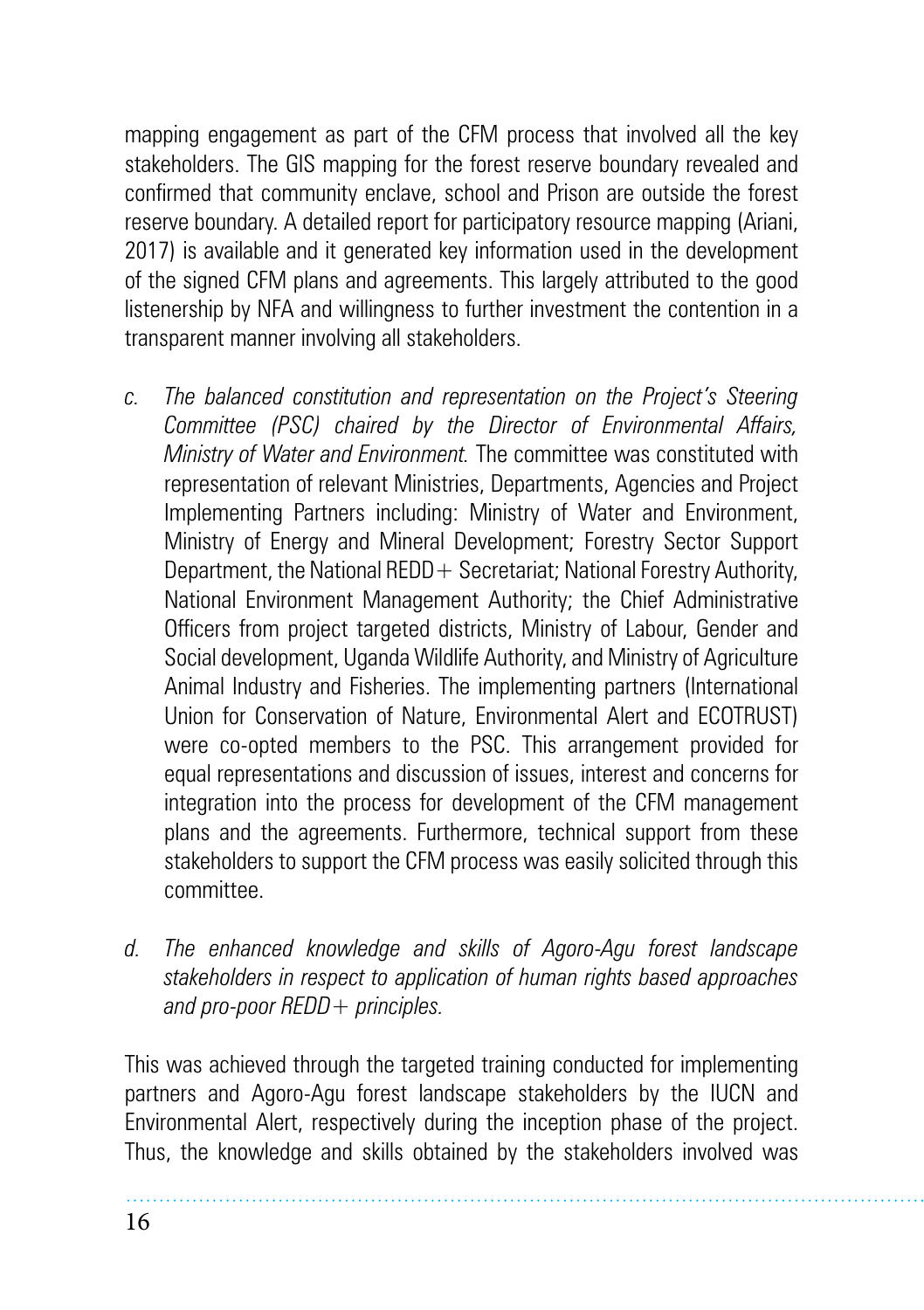mapping engagement as part of the CFM process that involved all the key stakeholders. The GIS mapping for the forest reserve boundary revealed and confirmed that community enclave, school and Prison are outside the forest reserve boundary. A detailed report for participatory resource mapping (Ariani, 2017) is available and it generated key information used in the development of the signed CFM plans and agreements. This largely attributed to the good listenership by NFA and willingness to further investment the contention in a transparent manner involving all stakeholders.

c. *The balanced constitution and representation on the Project's Steering Committee (PSC) chaired by the Director of Environmental Affairs, Ministry of Water and Environment.* The committee was constituted with representation of relevant Ministries, Departments, Agencies and Project Implementing Partners including: Ministry of Water and Environment, Ministry of Energy and Mineral Development; Forestry Sector Support Department, the National REDD+ Secretariat; National Forestry Authority, National Environment Management Authority; the Chief Administrative Officers from project targeted districts, Ministry of Labour, Gender and Social development, Uganda Wildlife Authority, and Ministry of Agriculture Animal Industry and Fisheries. The implementing partners (International Union for Conservation of Nature, Environmental Alert and ECOTRUST) were co-opted members to the PSC. This arrangement provided for equal representations and discussion of issues, interest and concerns for integration into the process for development of the CFM management plans and the agreements. Furthermore, technical support from these stakeholders to support the CFM process was easily solicited through this committee.

d. *The enhanced knowledge and skills of Agoro-Agu forest landscape stakeholders in respect to application of human rights based approaches and pro-poor REDD+ principles.*

This was achieved through the targeted training conducted for implementing partners and Agoro-Agu forest landscape stakeholders by the IUCN and Environmental Alert, respectively during the inception phase of the project. Thus, the knowledge and skills obtained by the stakeholders involved was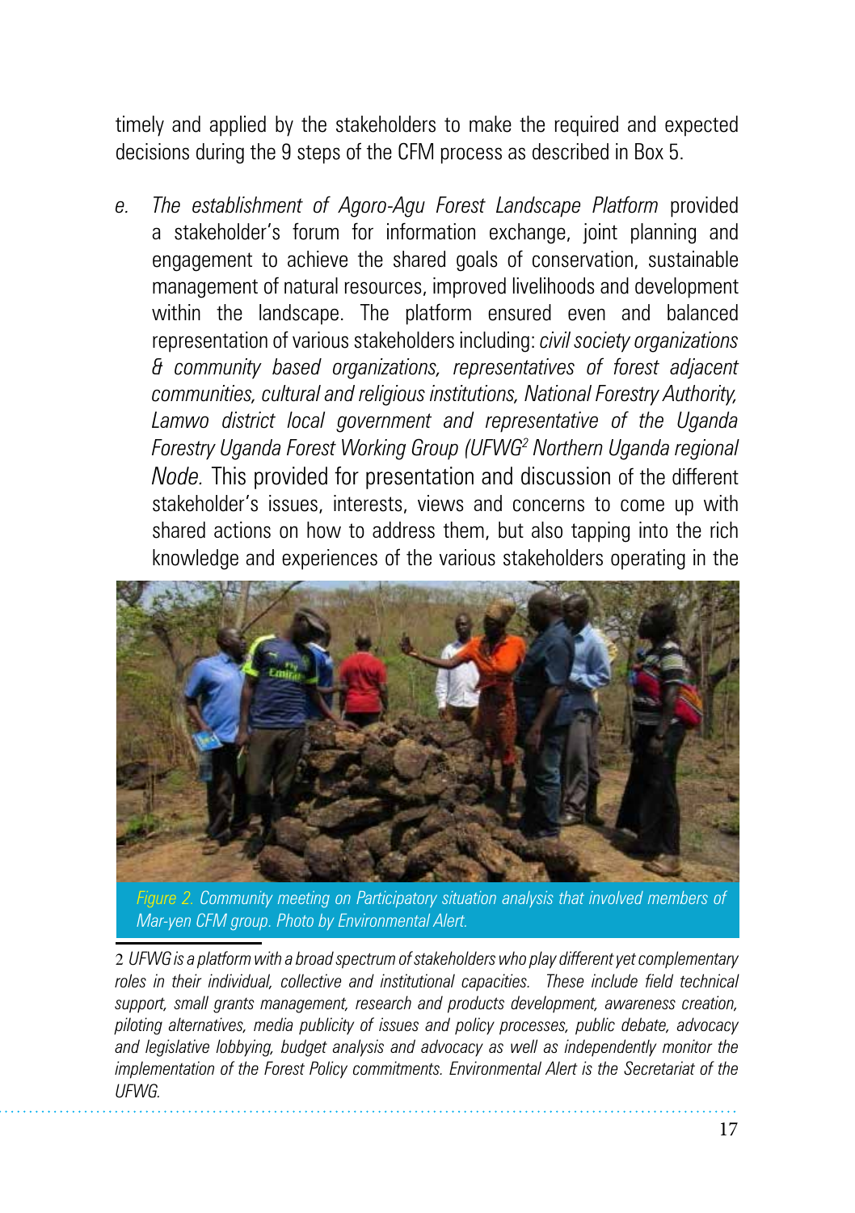timely and applied by the stakeholders to make the required and expected decisions during the 9 steps of the CFM process as described in Box 5.

e. *The establishment of Agoro-Agu Forest Landscape Platform* provided a stakeholder's forum for information exchange, joint planning and engagement to achieve the shared goals of conservation, sustainable management of natural resources, improved livelihoods and development within the landscape. The platform ensured even and balanced representation of various stakeholders including: *civil society organizations & community based organizations, representatives of forest adjacent communities, cultural and religious institutions, National Forestry Authority, Lamwo district local government and representative of the Uganda Forestry Uganda Forest Working Group (UFWG[2] Northern Uganda regional Node.* This provided for presentation and discussion of the different stakeholder's issues, interests, views and concerns to come up with shared actions on how to address them, but also tapping into the rich knowledge and experiences of the various stakeholders operating in the

*Figure 2. Community meeting on Participatory situation analysis that involved members of Mar-yen CFM group. Photo by Environmental Alert.*

2 *UFWG is a platform with a broad spectrum of stakeholders who play different yet complementary roles in their individual, collective and institutional capacities. These include field technical support, small grants management, research and products development, awareness creation, piloting alternatives, media publicity of issues and policy processes, public debate, advocacy and legislative lobbying, budget analysis and advocacy as well as independently monitor the implementation of the Forest Policy commitments. Environmental Alert is the Secretariat of the UFWG.*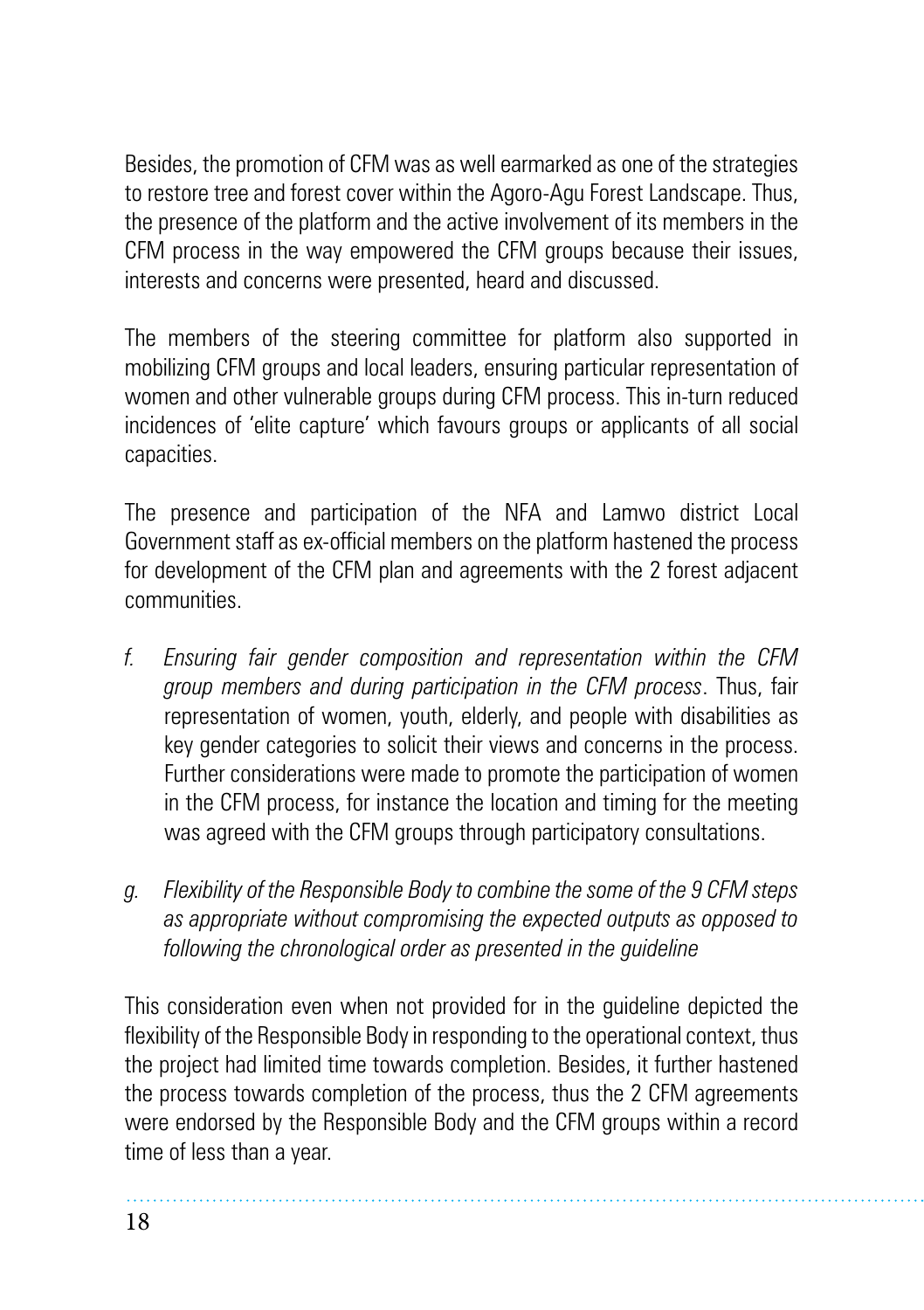Besides, the promotion of CFM was as well earmarked as one of the strategies to restore tree and forest cover within the Agoro-Agu Forest Landscape. Thus, the presence of the platform and the active involvement of its members in the CFM process in the way empowered the CFM groups because their issues, interests and concerns were presented, heard and discussed.

The members of the steering committee for platform also supported in mobilizing CFM groups and local leaders, ensuring particular representation of women and other vulnerable groups during CFM process. This in-turn reduced incidences of 'elite capture' which favours groups or applicants of all social capacities.

The presence and participation of the NFA and Lamwo district Local Government staff as ex-official members on the platform hastened the process for development of the CFM plan and agreements with the 2 forest adjacent communities.

f. *Ensuring fair gender composition and representation within the CFM group members and during participation in the CFM process*. Thus, fair representation of women, youth, elderly, and people with disabilities as key gender categories to solicit their views and concerns in the process. Further considerations were made to promote the participation of women in the CFM process, for instance the location and timing for the meeting was agreed with the CFM groups through participatory consultations.

g. *Flexibility of the Responsible Body to combine the some of the 9 CFM steps as appropriate without compromising the expected outputs as opposed to following the chronological order as presented in the guideline*

This consideration even when not provided for in the guideline depicted the flexibility of the Responsible Body in responding to the operational context, thus the project had limited time towards completion. Besides, it further hastened the process towards completion of the process, thus the 2 CFM agreements were endorsed by the Responsible Body and the CFM groups within a record time of less than a year.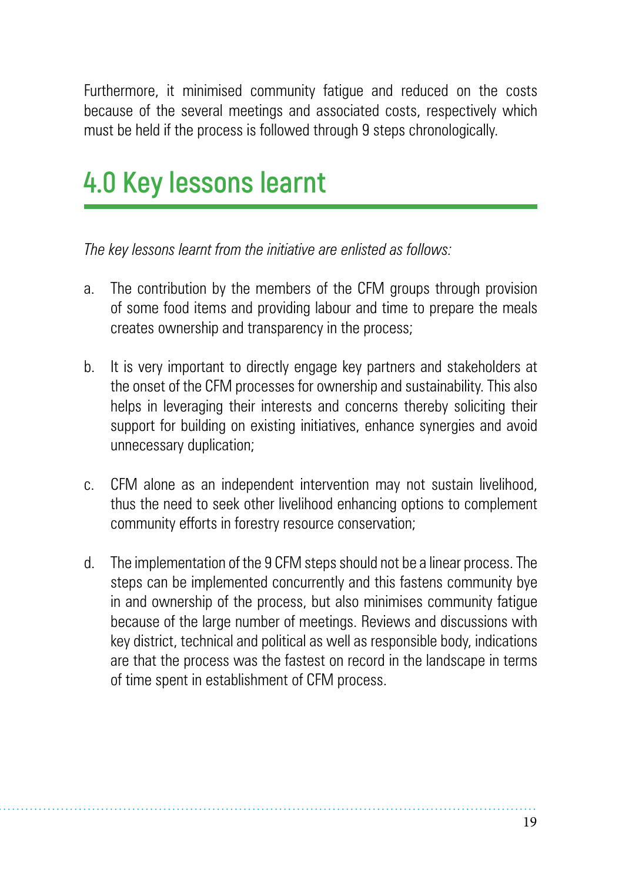Furthermore, it minimised community fatigue and reduced on the costs because of the several meetings and associated costs, respectively which must be held if the process is followed through 9 steps chronologically.

# 4.0 Key lessons learnt

*The key lessons learnt from the initiative are enlisted as follows:*

a. The contribution by the members of the CFM groups through provision of some food items and providing labour and time to prepare the meals creates ownership and transparency in the process;

b. It is very important to directly engage key partners and stakeholders at the onset of the CFM processes for ownership and sustainability. This also helps in leveraging their interests and concerns thereby soliciting their support for building on existing initiatives, enhance synergies and avoid unnecessary duplication;

c. CFM alone as an independent intervention may not sustain livelihood, thus the need to seek other livelihood enhancing options to complement community efforts in forestry resource conservation;

d. The implementation of the 9 CFM steps should not be a linear process. The steps can be implemented concurrently and this fastens community bye in and ownership of the process, but also minimises community fatigue because of the large number of meetings. Reviews and discussions with key district, technical and political as well as responsible body, indications are that the process was the fastest on record in the landscape in terms of time spent in establishment of CFM process.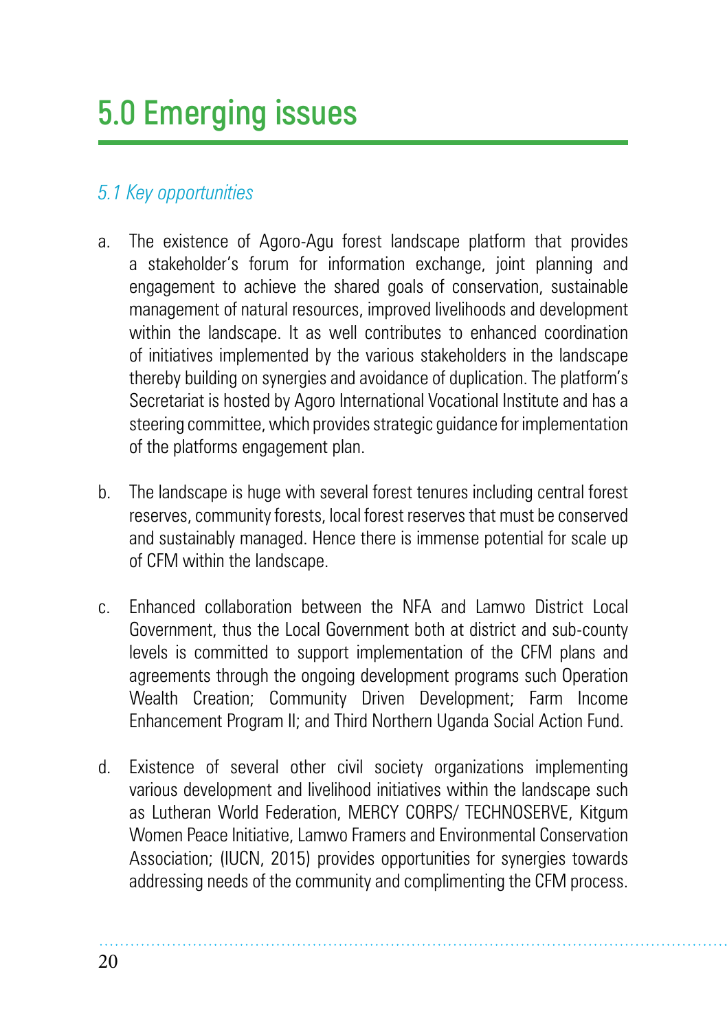# 5.0 Emerging issues

## *5.1 Key opportunities*

a. The existence of Agoro-Agu forest landscape platform that provides a stakeholder's forum for information exchange, joint planning and engagement to achieve the shared goals of conservation, sustainable management of natural resources, improved livelihoods and development within the landscape. It as well contributes to enhanced coordination of initiatives implemented by the various stakeholders in the landscape thereby building on synergies and avoidance of duplication. The platform's Secretariat is hosted by Agoro International Vocational Institute and has a steering committee, which provides strategic guidance for implementation of the platforms engagement plan.

b. The landscape is huge with several forest tenures including central forest reserves, community forests, local forest reserves that must be conserved and sustainably managed. Hence there is immense potential for scale up of CFM within the landscape.

c. Enhanced collaboration between the NFA and Lamwo District Local Government, thus the Local Government both at district and sub-county levels is committed to support implementation of the CFM plans and agreements through the ongoing development programs such Operation Wealth Creation; Community Driven Development; Farm Income Enhancement Program II; and Third Northern Uganda Social Action Fund.

d. Existence of several other civil society organizations implementing various development and livelihood initiatives within the landscape such as Lutheran World Federation, MERCY CORPS/ TECHNOSERVE, Kitgum Women Peace Initiative, Lamwo Framers and Environmental Conservation Association; (IUCN, 2015) provides opportunities for synergies towards addressing needs of the community and complimenting the CFM process.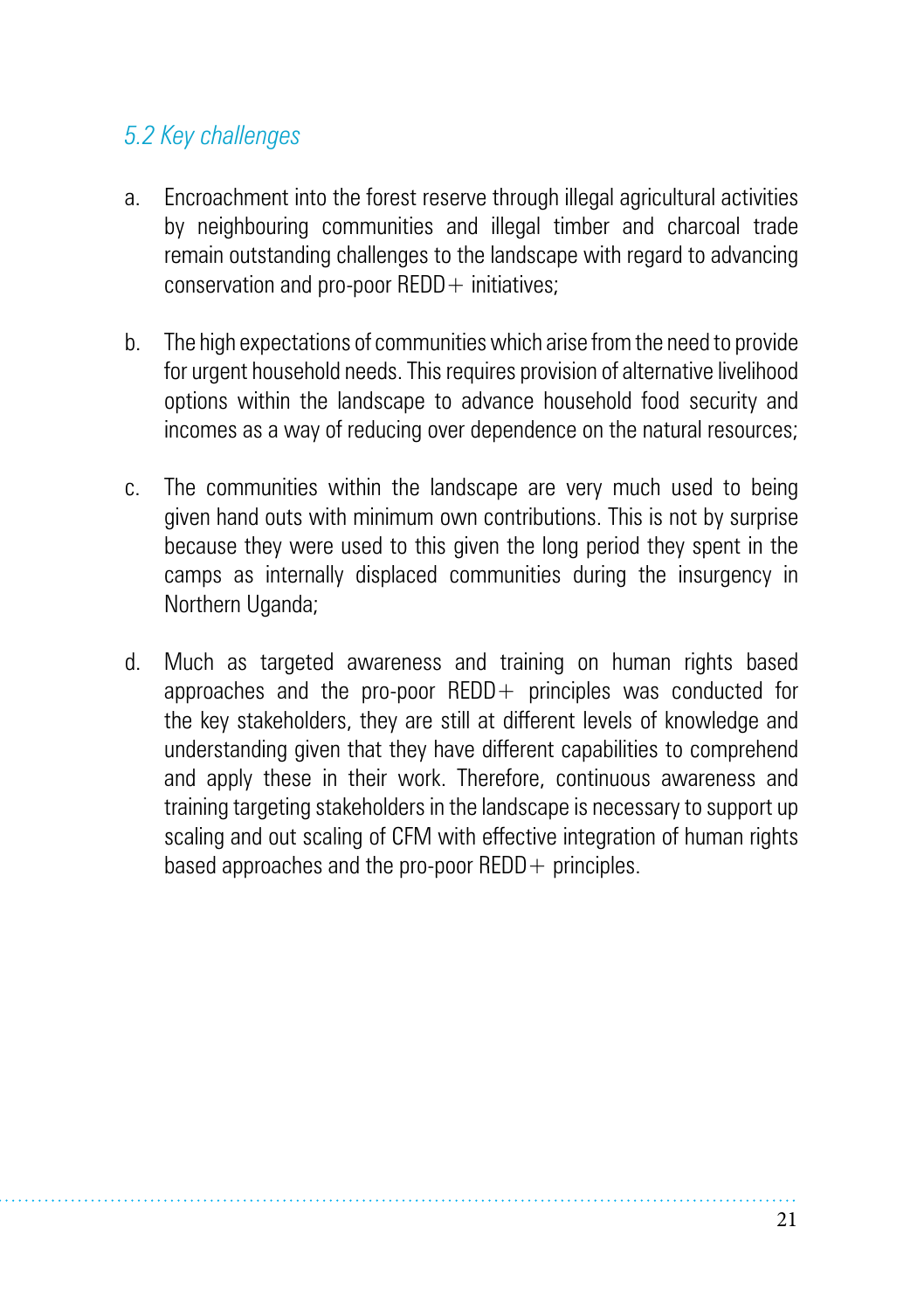## *5.2 Key challenges*

a. Encroachment into the forest reserve through illegal agricultural activities by neighbouring communities and illegal timber and charcoal trade remain outstanding challenges to the landscape with regard to advancing conservation and pro-poor REDD+ initiatives;

b. The high expectations of communities which arise from the need to provide for urgent household needs. This requires provision of alternative livelihood options within the landscape to advance household food security and incomes as a way of reducing over dependence on the natural resources;

c. The communities within the landscape are very much used to being given hand outs with minimum own contributions. This is not by surprise because they were used to this given the long period they spent in the camps as internally displaced communities during the insurgency in Northern Uganda;

d. Much as targeted awareness and training on human rights based approaches and the pro-poor REDD+ principles was conducted for the key stakeholders, they are still at different levels of knowledge and understanding given that they have different capabilities to comprehend and apply these in their work. Therefore, continuous awareness and training targeting stakeholders in the landscape is necessary to support up scaling and out scaling of CFM with effective integration of human rights based approaches and the pro-poor REDD+ principles.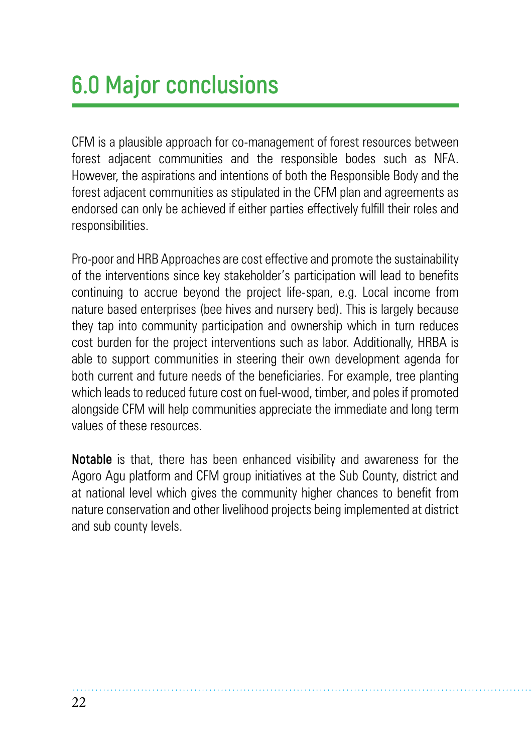# 6.0 Major conclusions

CFM is a plausible approach for co-management of forest resources between forest adjacent communities and the responsible bodes such as NFA. However, the aspirations and intentions of both the Responsible Body and the forest adjacent communities as stipulated in the CFM plan and agreements as endorsed can only be achieved if either parties effectively fulfill their roles and responsibilities.

Pro-poor and HRB Approaches are cost effective and promote the sustainability of the interventions since key stakeholder's participation will lead to benefits continuing to accrue beyond the project life-span, e.g. Local income from nature based enterprises (bee hives and nursery bed). This is largely because they tap into community participation and ownership which in turn reduces cost burden for the project interventions such as labor. Additionally, HRBA is able to support communities in steering their own development agenda for both current and future needs of the beneficiaries. For example, tree planting which leads to reduced future cost on fuel-wood, timber, and poles if promoted alongside CFM will help communities appreciate the immediate and long term values of these resources.

**Notable** is that, there has been enhanced visibility and awareness for the Agoro Agu platform and CFM group initiatives at the Sub County, district and at national level which gives the community higher chances to benefit from nature conservation and other livelihood projects being implemented at district and sub county levels.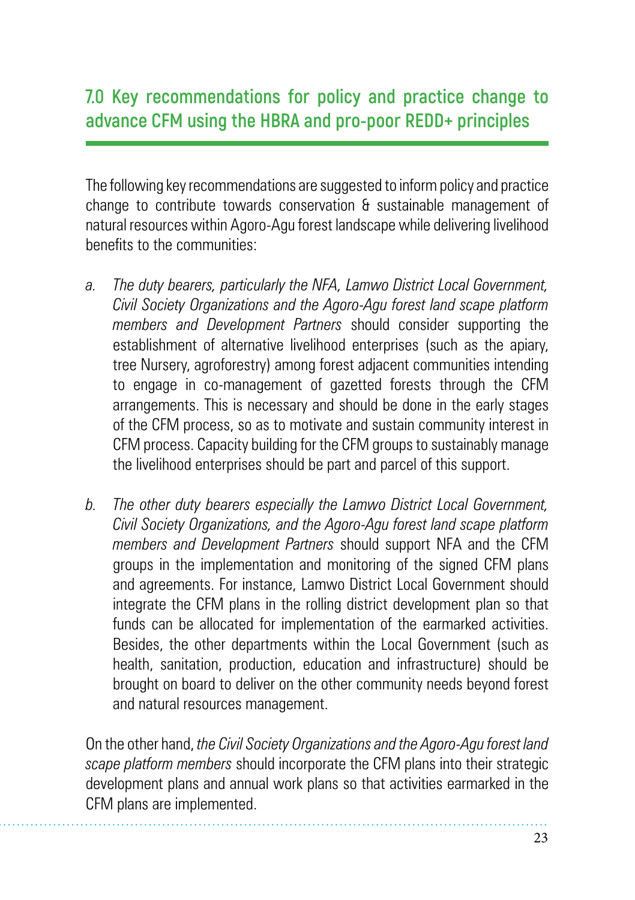## 7.0 Key recommendations for policy and practice change to advance CFM using the HBRA and pro-poor REDD+ principles

The following key recommendations are suggested to inform policy and practice change to contribute towards conservation & sustainable management of natural resources within Agoro-Agu forest landscape while delivering livelihood benefits to the communities:

a. *The duty bearers, particularly the NFA, Lamwo District Local Government, Civil Society Organizations and the Agoro-Agu forest land scape platform members and Development Partners* should consider supporting the establishment of alternative livelihood enterprises (such as the apiary, tree Nursery, agroforestry) among forest adjacent communities intending to engage in co-management of gazetted forests through the CFM arrangements. This is necessary and should be done in the early stages of the CFM process, so as to motivate and sustain community interest in CFM process. Capacity building for the CFM groups to sustainably manage the livelihood enterprises should be part and parcel of this support.

b. *The other duty bearers especially the Lamwo District Local Government, Civil Society Organizations, and the Agoro-Agu forest land scape platform members and Development Partners* should support NFA and the CFM groups in the implementation and monitoring of the signed CFM plans and agreements. For instance, Lamwo District Local Government should integrate the CFM plans in the rolling district development plan so that funds can be allocated for implementation of the earmarked activities. Besides, the other departments within the Local Government (such as health, sanitation, production, education and infrastructure) should be brought on board to deliver on the other community needs beyond forest and natural resources management.

On the other hand, *the Civil Society Organizations and the Agoro-Agu forest land scape platform members* should incorporate the CFM plans into their strategic development plans and annual work plans so that activities earmarked in the CFM plans are implemented.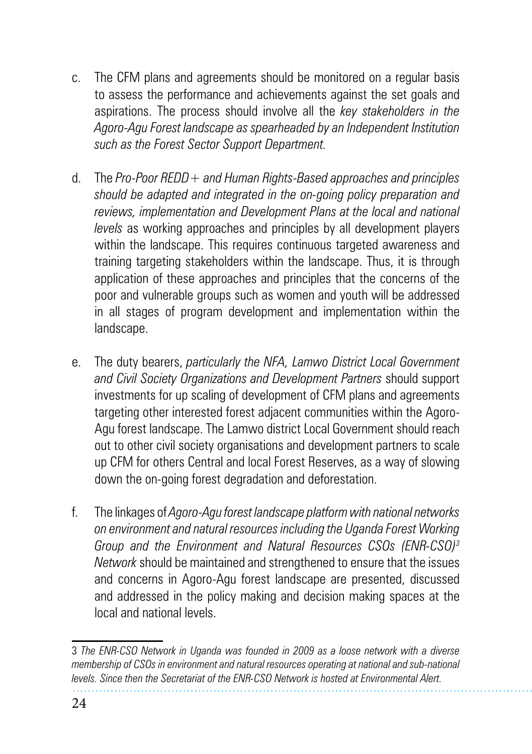c. The CFM plans and agreements should be monitored on a regular basis to assess the performance and achievements against the set goals and aspirations. The process should involve all the *key stakeholders in the Agoro-Agu Forest landscape as spearheaded by an Independent Institution such as the Forest Sector Support Department.*

d. The *Pro-Poor REDD+ and Human Rights-Based approaches and principles should be adapted and integrated in the on-going policy preparation and reviews, implementation and Development Plans at the local and national levels* as working approaches and principles by all development players within the landscape. This requires continuous targeted awareness and training targeting stakeholders within the landscape. Thus, it is through application of these approaches and principles that the concerns of the poor and vulnerable groups such as women and youth will be addressed in all stages of program development and implementation within the landscape.

e. The duty bearers, *particularly the NFA, Lamwo District Local Government and Civil Society Organizations and Development Partners* should support investments for up scaling of development of CFM plans and agreements targeting other interested forest adjacent communities within the Agoro-Agu forest landscape. The Lamwo district Local Government should reach out to other civil society organisations and development partners to scale up CFM for others Central and local Forest Reserves, as a way of slowing down the on-going forest degradation and deforestation.

f. The linkages of *Agoro-Agu forest landscape platform with national networks on environment and natural resources including the Uganda Forest Working Group and the Environment and Natural Resources CSOs (ENR-CSO)*[3] *Network* should be maintained and strengthened to ensure that the issues and concerns in Agoro-Agu forest landscape are presented, discussed and addressed in the policy making and decision making spaces at the local and national levels.

---

3 *The ENR-CSO Network in Uganda was founded in 2009 as a loose network with a diverse membership of CSOs in environment and natural resources operating at national and sub-national levels. Since then the Secretariat of the ENR-CSO Network is hosted at Environmental Alert.*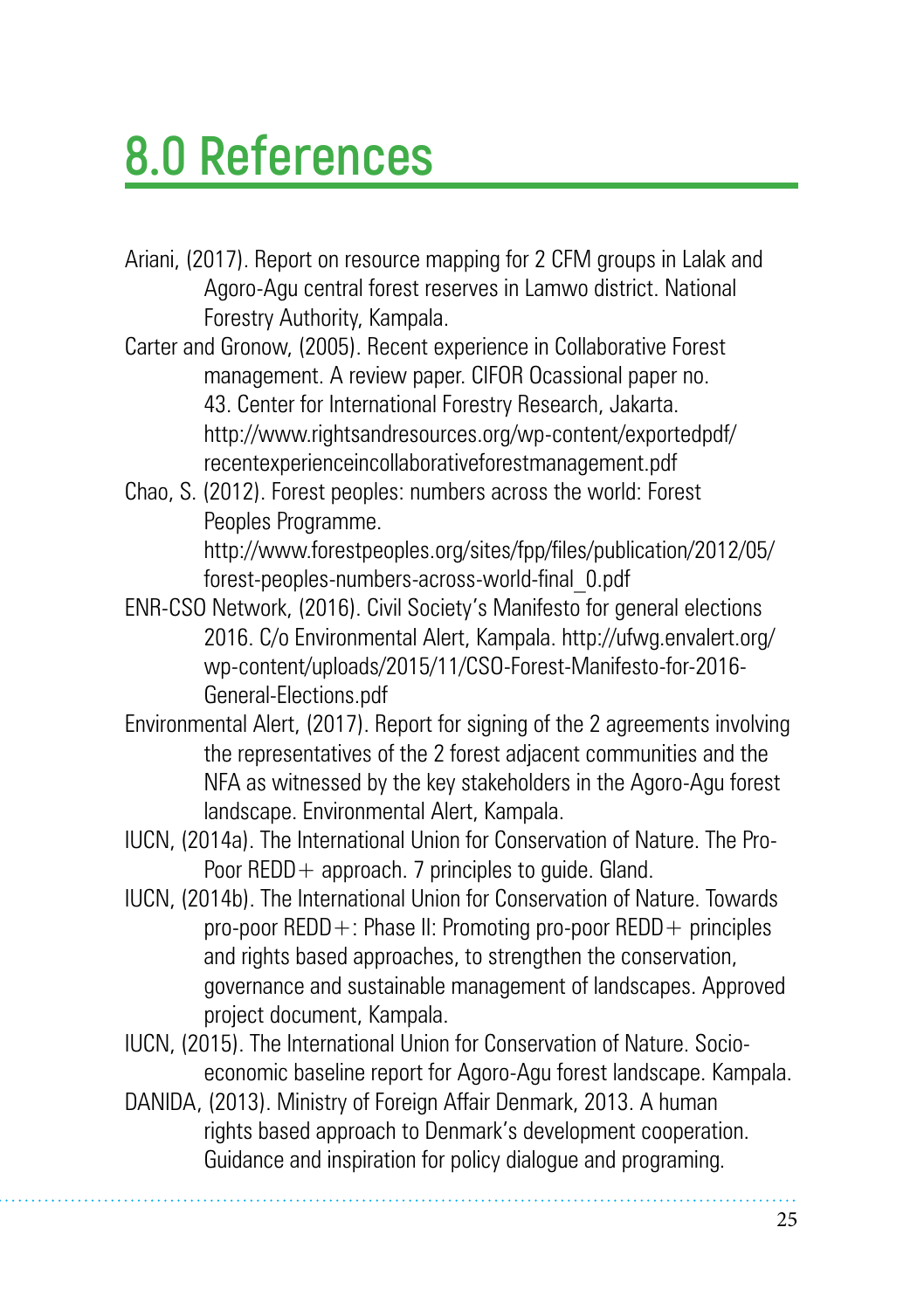# 8.0 References

Ariani, (2017). Report on resource mapping for 2 CFM groups in Lalak and Agoro-Agu central forest reserves in Lamwo district. National Forestry Authority, Kampala.

Carter and Gronow, (2005). Recent experience in Collaborative Forest management. A review paper. CIFOR Ocassional paper no. 43. Center for International Forestry Research, Jakarta. http://www.rightsandresources.org/wp-content/exportedpdf/recentexperienceincollaborativeforestmanagement.pdf

Chao, S. (2012). Forest peoples: numbers across the world: Forest Peoples Programme. http://www.forestpeoples.org/sites/fpp/files/publication/2012/05/forest-peoples-numbers-across-world-final_0.pdf

ENR-CSO Network, (2016). Civil Society's Manifesto for general elections 2016. C/o Environmental Alert, Kampala. http://ufwg.envalert.org/wp-content/uploads/2015/11/CSO-Forest-Manifesto-for-2016-General-Elections.pdf

Environmental Alert, (2017). Report for signing of the 2 agreements involving the representatives of the 2 forest adjacent communities and the NFA as witnessed by the key stakeholders in the Agoro-Agu forest landscape. Environmental Alert, Kampala.

IUCN, (2014a). The International Union for Conservation of Nature. The Pro-Poor REDD+ approach. 7 principles to guide. Gland.

IUCN, (2014b). The International Union for Conservation of Nature. Towards pro-poor REDD+: Phase II: Promoting pro-poor REDD+ principles and rights based approaches, to strengthen the conservation, governance and sustainable management of landscapes. Approved project document, Kampala.

IUCN, (2015). The International Union for Conservation of Nature. Socio-economic baseline report for Agoro-Agu forest landscape. Kampala.

DANIDA, (2013). Ministry of Foreign Affair Denmark, 2013. A human rights based approach to Denmark's development cooperation. Guidance and inspiration for policy dialogue and programing.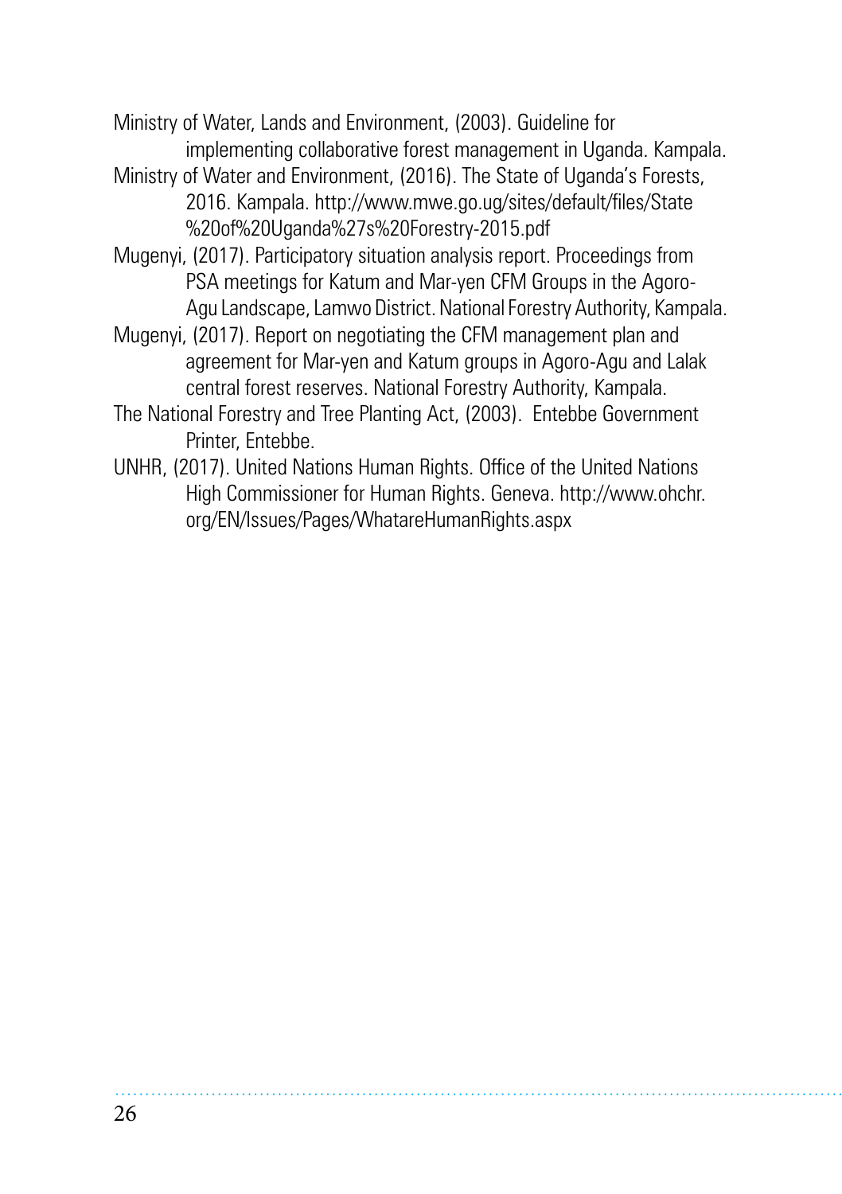Ministry of Water, Lands and Environment, (2003). Guideline for implementing collaborative forest management in Uganda. Kampala.

Ministry of Water and Environment, (2016). The State of Uganda's Forests, 2016. Kampala. http://www.mwe.go.ug/sites/default/files/State%20of%20Uganda%27s%20Forestry-2015.pdf

Mugenyi, (2017). Participatory situation analysis report. Proceedings from PSA meetings for Katum and Mar-yen CFM Groups in the Agoro-Agu Landscape, Lamwo District. National Forestry Authority, Kampala.

Mugenyi, (2017). Report on negotiating the CFM management plan and agreement for Mar-yen and Katum groups in Agoro-Agu and Lalak central forest reserves. National Forestry Authority, Kampala.

The National Forestry and Tree Planting Act, (2003). Entebbe Government Printer, Entebbe.

UNHR, (2017). United Nations Human Rights. Office of the United Nations High Commissioner for Human Rights. Geneva. http://www.ohchr.org/EN/Issues/Pages/WhatareHumanRights.aspx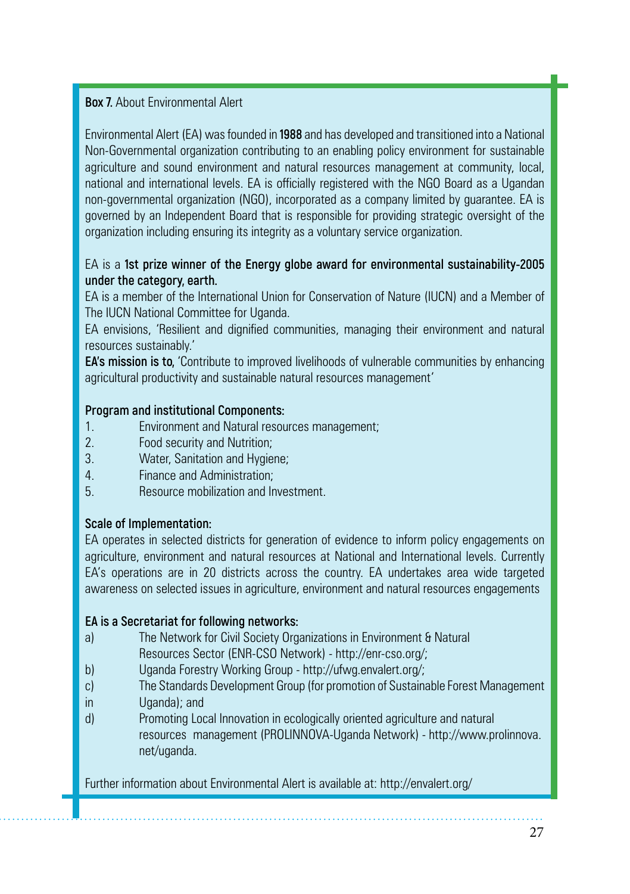**Box 7.** About Environmental Alert

Environmental Alert (EA) was founded in **1988** and has developed and transitioned into a National Non-Governmental organization contributing to an enabling policy environment for sustainable agriculture and sound environment and natural resources management at community, local, national and international levels. EA is officially registered with the NGO Board as a Ugandan non-governmental organization (NGO), incorporated as a company limited by guarantee. EA is governed by an Independent Board that is responsible for providing strategic oversight of the organization including ensuring its integrity as a voluntary service organization.

EA is a **1st prize winner of the Energy globe award for environmental sustainability-2005 under the category, earth.**

EA is a member of the International Union for Conservation of Nature (IUCN) and a Member of The IUCN National Committee for Uganda.

EA envisions, 'Resilient and dignified communities, managing their environment and natural resources sustainably.'

**EA's mission is to,** 'Contribute to improved livelihoods of vulnerable communities by enhancing agricultural productivity and sustainable natural resources management'

**Program and institutional Components:**

1. Environment and Natural resources management;
2. Food security and Nutrition;
3. Water, Sanitation and Hygiene;
4. Finance and Administration;
5. Resource mobilization and Investment.

**Scale of Implementation:**

EA operates in selected districts for generation of evidence to inform policy engagements on agriculture, environment and natural resources at National and International levels. Currently EA's operations are in 20 districts across the country. EA undertakes area wide targeted awareness on selected issues in agriculture, environment and natural resources engagements

**EA is a Secretariat for following networks:**

a) The Network for Civil Society Organizations in Environment & Natural Resources Sector (ENR-CSO Network) - http://enr-cso.org/;
b) Uganda Forestry Working Group - http://ufwg.envalert.org/;
c) The Standards Development Group (for promotion of Sustainable Forest Management in Uganda); and
d) Promoting Local Innovation in ecologically oriented agriculture and natural resources management (PROLINNOVA-Uganda Network) - http://www.prolinnova.net/uganda.

Further information about Environmental Alert is available at: http://envalert.org/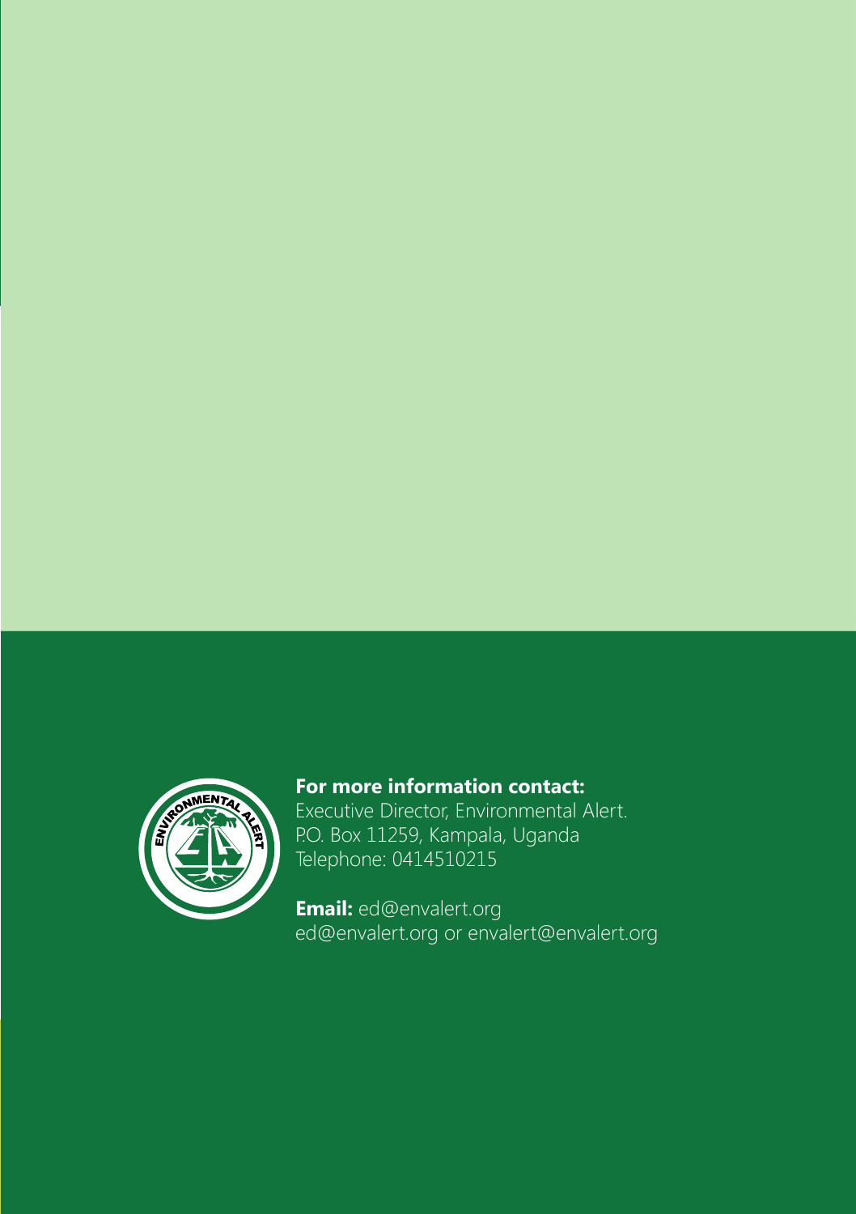**For more information contact:**
Executive Director, Environmental Alert.
P.O. Box 11259, Kampala, Uganda
Telephone: 0414510215

**Email:** ed@envalert.org
ed@envalert.org or envalert@envalert.org